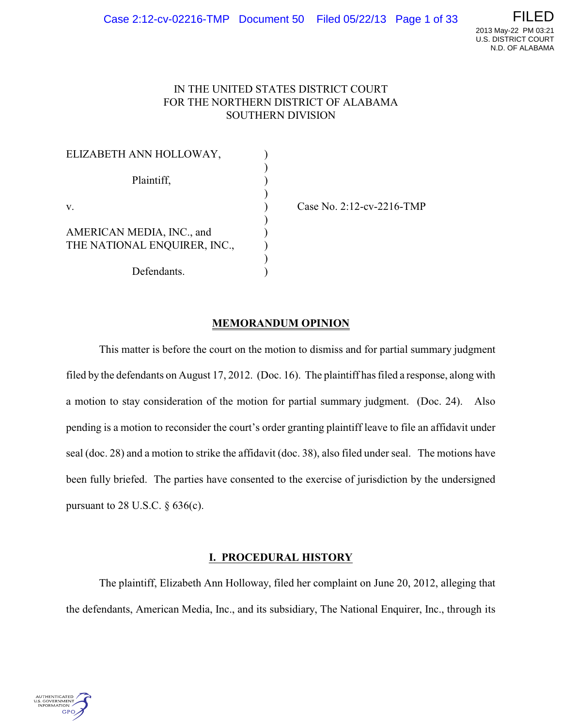IN THE UNITED STATES DISTRICT COURT
FOR THE NORTHERN DISTRICT OF ALABAMA
SOUTHERN DIVISION

ELIZABETH ANN HOLLOWAY,

Plaintiff,

v.

AMERICAN MEDIA, INC., and
THE NATIONAL ENQUIRER, INC.,

Defendants.

Case No. 2:12-cv-2216-TMP

## MEMORANDUM OPINION

This matter is before the court on the motion to dismiss and for partial summary judgment filed by the defendants on August 17, 2012. (Doc. 16). The plaintiff has filed a response, along with a motion to stay consideration of the motion for partial summary judgment. (Doc. 24). Also pending is a motion to reconsider the court's order granting plaintiff leave to file an affidavit under seal (doc. 28) and a motion to strike the affidavit (doc. 38), also filed under seal. The motions have been fully briefed. The parties have consented to the exercise of jurisdiction by the undersigned pursuant to 28 U.S.C. § 636(c).

## I. PROCEDURAL HISTORY

The plaintiff, Elizabeth Ann Holloway, filed her complaint on June 20, 2012, alleging that the defendants, American Media, Inc., and its subsidiary, The National Enquirer, Inc., through its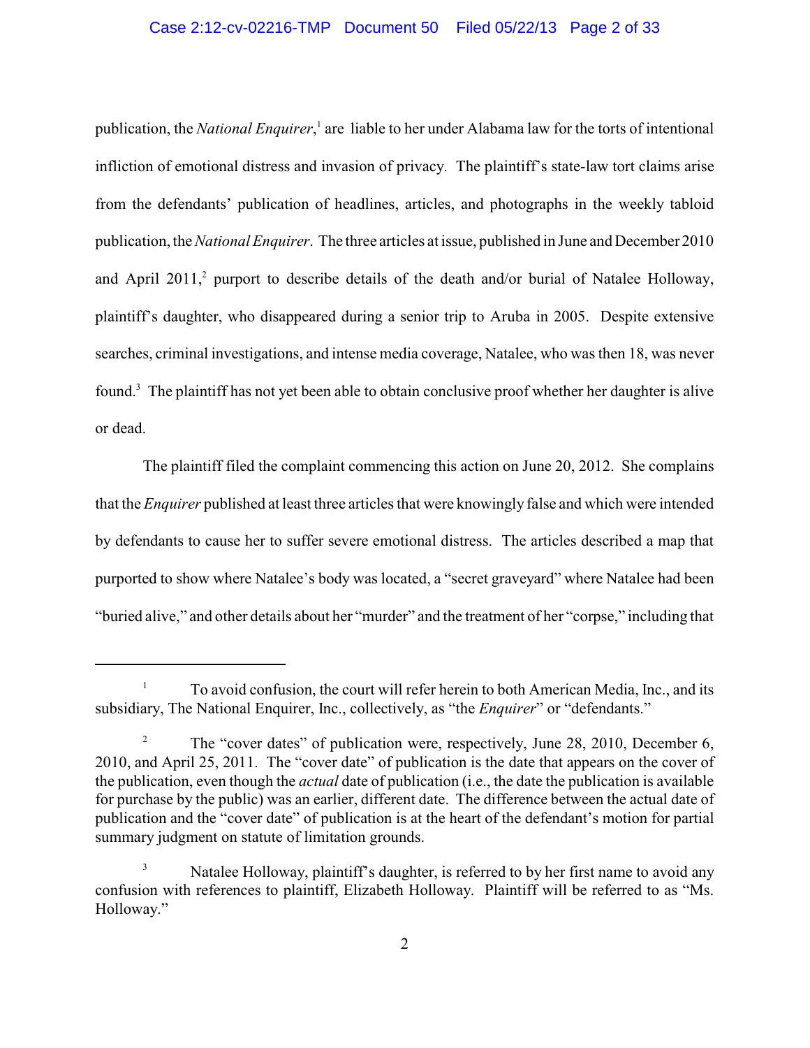publication, the *National Enquirer*,[1] are liable to her under Alabama law for the torts of intentional infliction of emotional distress and invasion of privacy. The plaintiff's state-law tort claims arise from the defendants' publication of headlines, articles, and photographs in the weekly tabloid publication, the *National Enquirer*. The three articles at issue, published in June and December 2010 and April 2011,[2] purport to describe details of the death and/or burial of Natalee Holloway, plaintiff's daughter, who disappeared during a senior trip to Aruba in 2005. Despite extensive searches, criminal investigations, and intense media coverage, Natalee, who was then 18, was never found.[3] The plaintiff has not yet been able to obtain conclusive proof whether her daughter is alive or dead.

The plaintiff filed the complaint commencing this action on June 20, 2012. She complains that the *Enquirer* published at least three articles that were knowingly false and which were intended by defendants to cause her to suffer severe emotional distress. The articles described a map that purported to show where Natalee's body was located, a "secret graveyard" where Natalee had been "buried alive," and other details about her "murder" and the treatment of her "corpse," including that

---

[1] To avoid confusion, the court will refer herein to both American Media, Inc., and its subsidiary, The National Enquirer, Inc., collectively, as "the *Enquirer*" or "defendants."

[2] The "cover dates" of publication were, respectively, June 28, 2010, December 6, 2010, and April 25, 2011. The "cover date" of publication is the date that appears on the cover of the publication, even though the *actual* date of publication (i.e., the date the publication is available for purchase by the public) was an earlier, different date. The difference between the actual date of publication and the "cover date" of publication is at the heart of the defendant's motion for partial summary judgment on statute of limitation grounds.

[3] Natalee Holloway, plaintiff's daughter, is referred to by her first name to avoid any confusion with references to plaintiff, Elizabeth Holloway. Plaintiff will be referred to as "Ms. Holloway."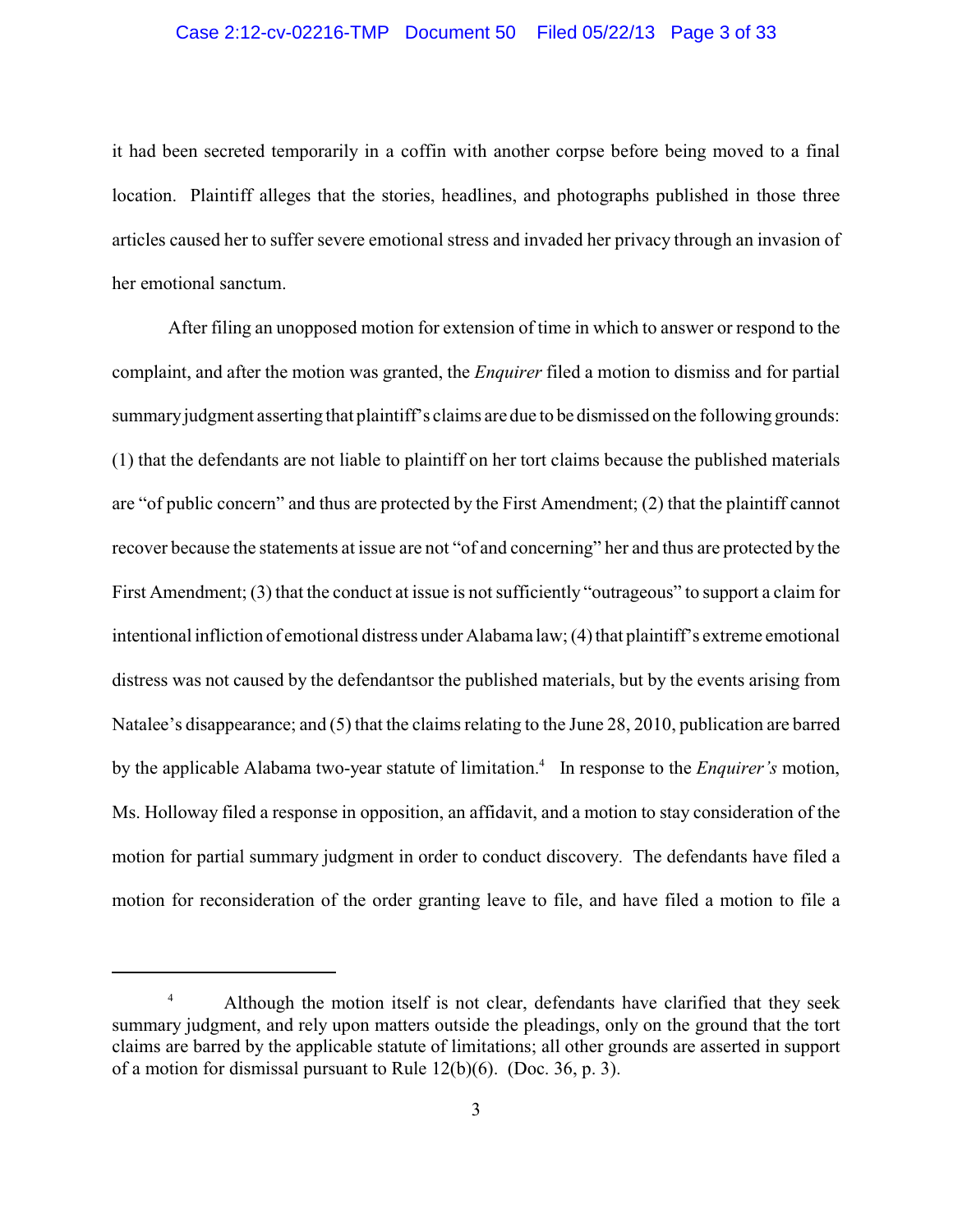it had been secreted temporarily in a coffin with another corpse before being moved to a final location. Plaintiff alleges that the stories, headlines, and photographs published in those three articles caused her to suffer severe emotional stress and invaded her privacy through an invasion of her emotional sanctum.

After filing an unopposed motion for extension of time in which to answer or respond to the complaint, and after the motion was granted, the *Enquirer* filed a motion to dismiss and for partial summary judgment asserting that plaintiff's claims are due to be dismissed on the following grounds: (1) that the defendants are not liable to plaintiff on her tort claims because the published materials are "of public concern" and thus are protected by the First Amendment; (2) that the plaintiff cannot recover because the statements at issue are not "of and concerning" her and thus are protected by the First Amendment; (3) that the conduct at issue is not sufficiently "outrageous" to support a claim for intentional infliction of emotional distress under Alabama law; (4) that plaintiff's extreme emotional distress was not caused by the defendantsor the published materials, but by the events arising from Natalee's disappearance; and (5) that the claims relating to the June 28, 2010, publication are barred by the applicable Alabama two-year statute of limitation.[4] In response to the *Enquirer's* motion, Ms. Holloway filed a response in opposition, an affidavit, and a motion to stay consideration of the motion for partial summary judgment in order to conduct discovery. The defendants have filed a motion for reconsideration of the order granting leave to file, and have filed a motion to file a

[4] Although the motion itself is not clear, defendants have clarified that they seek summary judgment, and rely upon matters outside the pleadings, only on the ground that the tort claims are barred by the applicable statute of limitations; all other grounds are asserted in support of a motion for dismissal pursuant to Rule 12(b)(6). (Doc. 36, p. 3).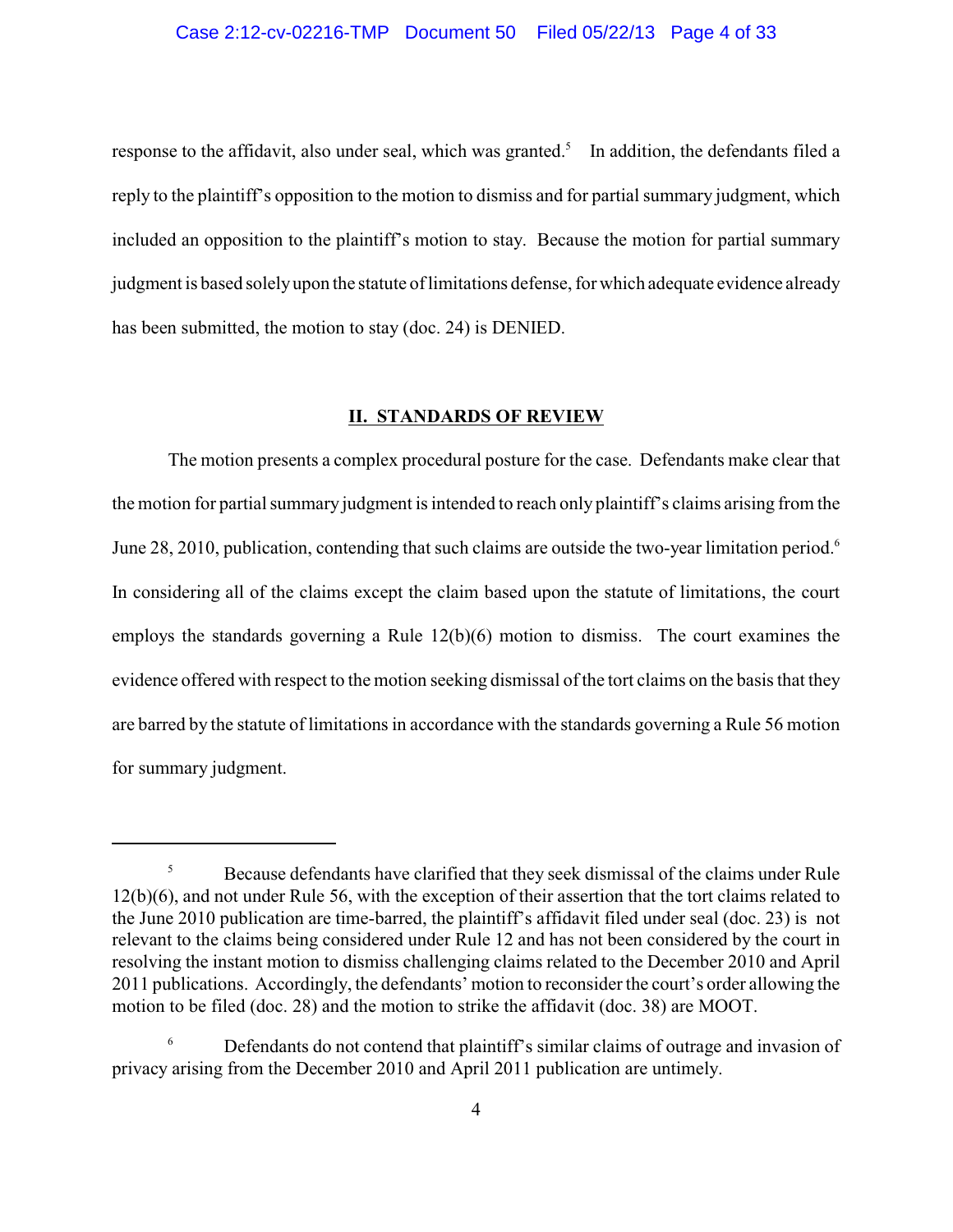response to the affidavit, also under seal, which was granted.[5] In addition, the defendants filed a reply to the plaintiff's opposition to the motion to dismiss and for partial summary judgment, which included an opposition to the plaintiff's motion to stay. Because the motion for partial summary judgment is based solely upon the statute of limitations defense, for which adequate evidence already has been submitted, the motion to stay (doc. 24) is DENIED.

## II. STANDARDS OF REVIEW

The motion presents a complex procedural posture for the case. Defendants make clear that the motion for partial summary judgment is intended to reach only plaintiff's claims arising from the June 28, 2010, publication, contending that such claims are outside the two-year limitation period.[6] In considering all of the claims except the claim based upon the statute of limitations, the court employs the standards governing a Rule 12(b)(6) motion to dismiss. The court examines the evidence offered with respect to the motion seeking dismissal of the tort claims on the basis that they are barred by the statute of limitations in accordance with the standards governing a Rule 56 motion for summary judgment.

---

[5] Because defendants have clarified that they seek dismissal of the claims under Rule 12(b)(6), and not under Rule 56, with the exception of their assertion that the tort claims related to the June 2010 publication are time-barred, the plaintiff's affidavit filed under seal (doc. 23) is not relevant to the claims being considered under Rule 12 and has not been considered by the court in resolving the instant motion to dismiss challenging claims related to the December 2010 and April 2011 publications. Accordingly, the defendants' motion to reconsider the court's order allowing the motion to be filed (doc. 28) and the motion to strike the affidavit (doc. 38) are MOOT.

[6] Defendants do not contend that plaintiff's similar claims of outrage and invasion of privacy arising from the December 2010 and April 2011 publication are untimely.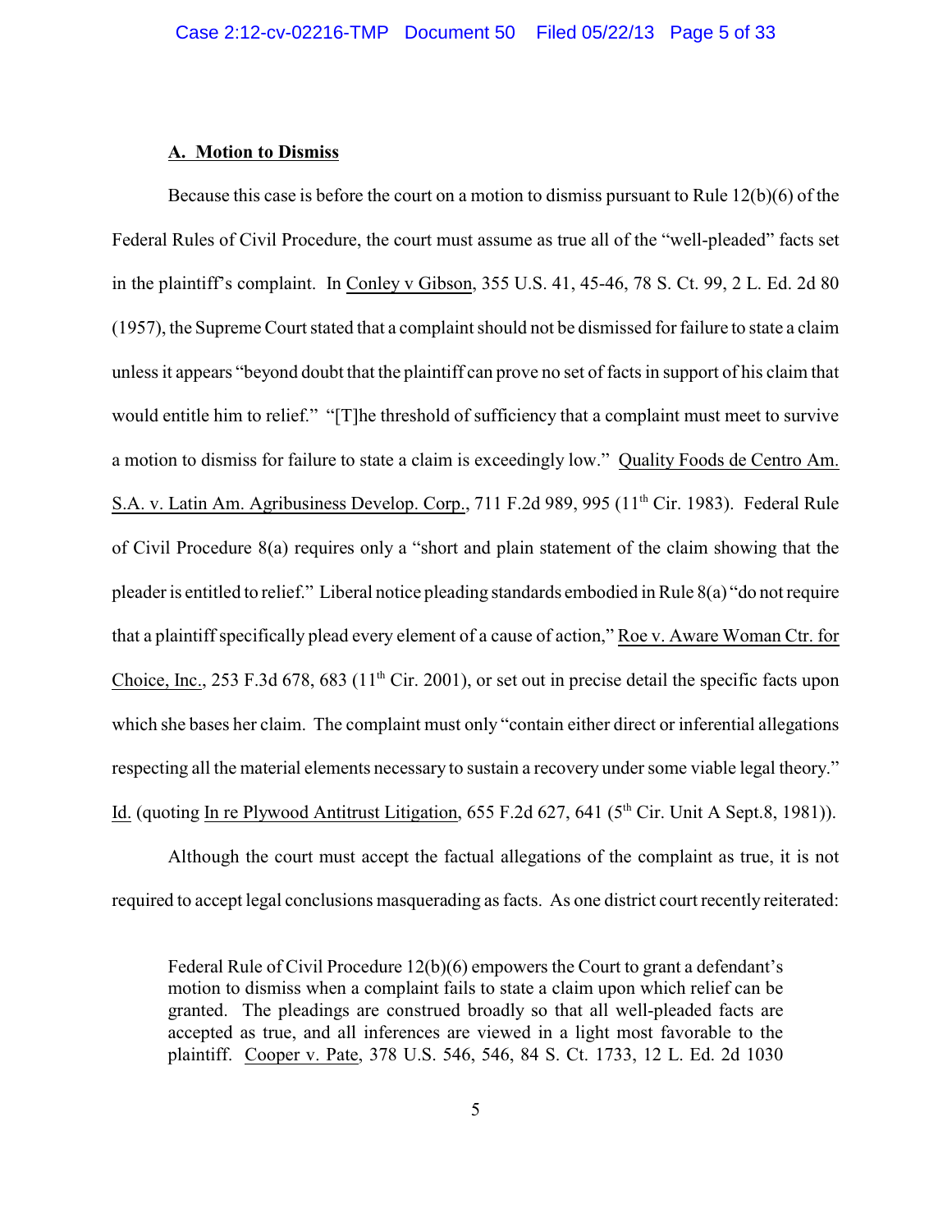**A. Motion to Dismiss**

Because this case is before the court on a motion to dismiss pursuant to Rule 12(b)(6) of the Federal Rules of Civil Procedure, the court must assume as true all of the "well-pleaded" facts set in the plaintiff's complaint. In Conley v Gibson, 355 U.S. 41, 45-46, 78 S. Ct. 99, 2 L. Ed. 2d 80 (1957), the Supreme Court stated that a complaint should not be dismissed for failure to state a claim unless it appears "beyond doubt that the plaintiff can prove no set of facts in support of his claim that would entitle him to relief." "[T]he threshold of sufficiency that a complaint must meet to survive a motion to dismiss for failure to state a claim is exceedingly low." Quality Foods de Centro Am. S.A. v. Latin Am. Agribusiness Develop. Corp., 711 F.2d 989, 995 (11th Cir. 1983). Federal Rule of Civil Procedure 8(a) requires only a "short and plain statement of the claim showing that the pleader is entitled to relief." Liberal notice pleading standards embodied in Rule 8(a) "do not require that a plaintiff specifically plead every element of a cause of action," Roe v. Aware Woman Ctr. for Choice, Inc., 253 F.3d 678, 683 (11th Cir. 2001), or set out in precise detail the specific facts upon which she bases her claim. The complaint must only "contain either direct or inferential allegations respecting all the material elements necessary to sustain a recovery under some viable legal theory." Id. (quoting In re Plywood Antitrust Litigation, 655 F.2d 627, 641 (5th Cir. Unit A Sept.8, 1981)).

Although the court must accept the factual allegations of the complaint as true, it is not required to accept legal conclusions masquerading as facts. As one district court recently reiterated:

> Federal Rule of Civil Procedure 12(b)(6) empowers the Court to grant a defendant's motion to dismiss when a complaint fails to state a claim upon which relief can be granted. The pleadings are construed broadly so that all well-pleaded facts are accepted as true, and all inferences are viewed in a light most favorable to the plaintiff. Cooper v. Pate, 378 U.S. 546, 546, 84 S. Ct. 1733, 12 L. Ed. 2d 1030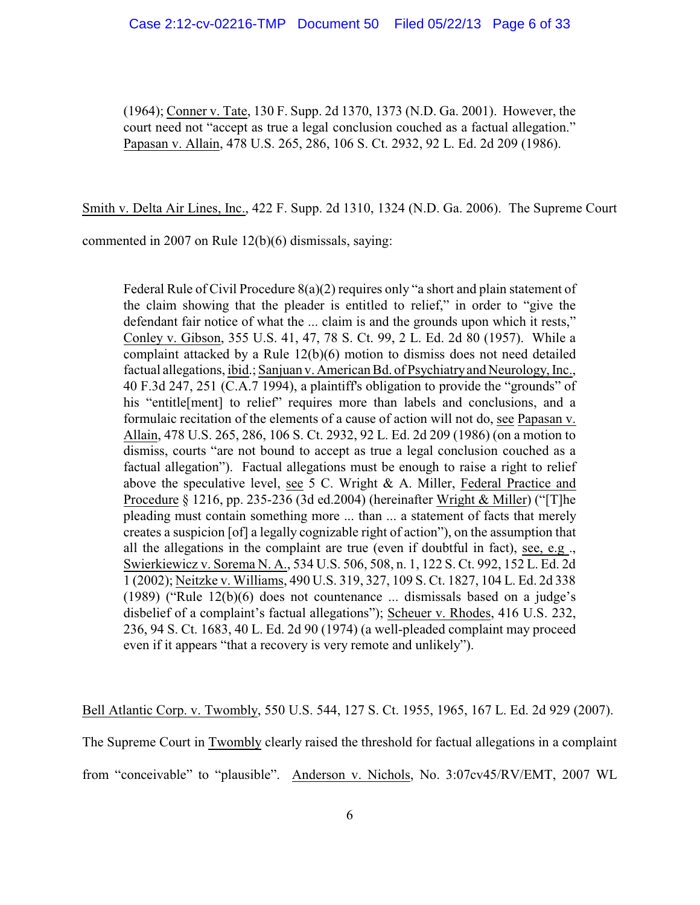> (1964); Conner v. Tate, 130 F. Supp. 2d 1370, 1373 (N.D. Ga. 2001). However, the court need not "accept as true a legal conclusion couched as a factual allegation." Papasan v. Allain, 478 U.S. 265, 286, 106 S. Ct. 2932, 92 L. Ed. 2d 209 (1986).

Smith v. Delta Air Lines, Inc., 422 F. Supp. 2d 1310, 1324 (N.D. Ga. 2006). The Supreme Court commented in 2007 on Rule 12(b)(6) dismissals, saying:

> Federal Rule of Civil Procedure 8(a)(2) requires only "a short and plain statement of the claim showing that the pleader is entitled to relief," in order to "give the defendant fair notice of what the ... claim is and the grounds upon which it rests," Conley v. Gibson, 355 U.S. 41, 47, 78 S. Ct. 99, 2 L. Ed. 2d 80 (1957). While a complaint attacked by a Rule 12(b)(6) motion to dismiss does not need detailed factual allegations, ibid.; Sanjuan v. American Bd. of Psychiatry and Neurology, Inc., 40 F.3d 247, 251 (C.A.7 1994), a plaintiff's obligation to provide the "grounds" of his "entitle[ment] to relief" requires more than labels and conclusions, and a formulaic recitation of the elements of a cause of action will not do, see Papasan v. Allain, 478 U.S. 265, 286, 106 S. Ct. 2932, 92 L. Ed. 2d 209 (1986) (on a motion to dismiss, courts "are not bound to accept as true a legal conclusion couched as a factual allegation"). Factual allegations must be enough to raise a right to relief above the speculative level, see 5 C. Wright & A. Miller, Federal Practice and Procedure § 1216, pp. 235-236 (3d ed.2004) (hereinafter Wright & Miller) ("[T]he pleading must contain something more ... than ... a statement of facts that merely creates a suspicion [of] a legally cognizable right of action"), on the assumption that all the allegations in the complaint are true (even if doubtful in fact), see, e.g ., Swierkiewicz v. Sorema N. A., 534 U.S. 506, 508, n. 1, 122 S. Ct. 992, 152 L. Ed. 2d 1 (2002); Neitzke v. Williams, 490 U.S. 319, 327, 109 S. Ct. 1827, 104 L. Ed. 2d 338 (1989) ("Rule 12(b)(6) does not countenance ... dismissals based on a judge's disbelief of a complaint's factual allegations"); Scheuer v. Rhodes, 416 U.S. 232, 236, 94 S. Ct. 1683, 40 L. Ed. 2d 90 (1974) (a well-pleaded complaint may proceed even if it appears "that a recovery is very remote and unlikely").

Bell Atlantic Corp. v. Twombly, 550 U.S. 544, 127 S. Ct. 1955, 1965, 167 L. Ed. 2d 929 (2007). The Supreme Court in Twombly clearly raised the threshold for factual allegations in a complaint from "conceivable" to "plausible". Anderson v. Nichols, No. 3:07cv45/RV/EMT, 2007 WL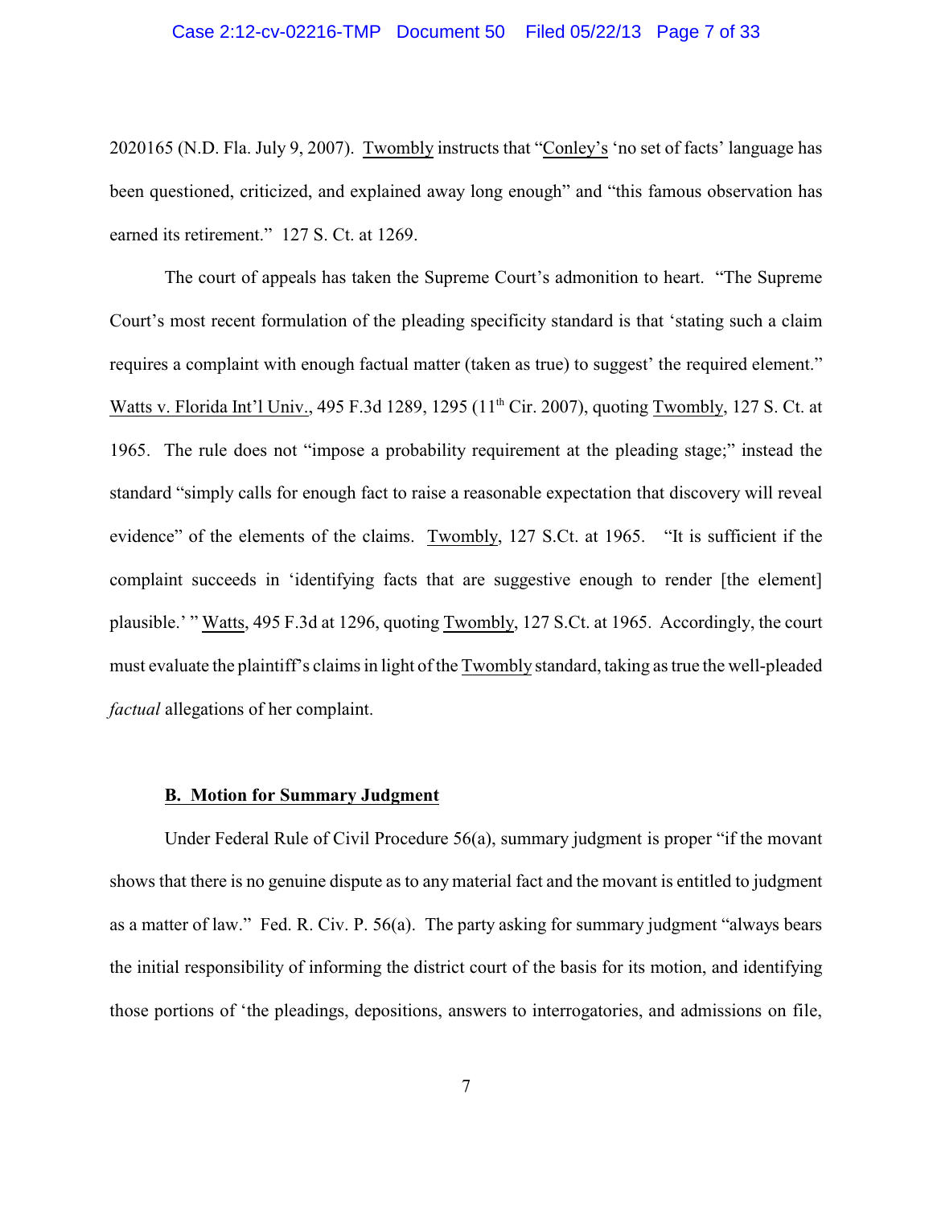2020165 (N.D. Fla. July 9, 2007). Twombly instructs that "Conley's 'no set of facts' language has been questioned, criticized, and explained away long enough" and "this famous observation has earned its retirement." 127 S. Ct. at 1269.

The court of appeals has taken the Supreme Court's admonition to heart. "The Supreme Court's most recent formulation of the pleading specificity standard is that 'stating such a claim requires a complaint with enough factual matter (taken as true) to suggest' the required element." Watts v. Florida Int'l Univ., 495 F.3d 1289, 1295 (11th Cir. 2007), quoting Twombly, 127 S. Ct. at 1965. The rule does not "impose a probability requirement at the pleading stage;" instead the standard "simply calls for enough fact to raise a reasonable expectation that discovery will reveal evidence" of the elements of the claims. Twombly, 127 S.Ct. at 1965. "It is sufficient if the complaint succeeds in 'identifying facts that are suggestive enough to render [the element] plausible.' " Watts, 495 F.3d at 1296, quoting Twombly, 127 S.Ct. at 1965. Accordingly, the court must evaluate the plaintiff's claims in light of the Twombly standard, taking as true the well-pleaded *factual* allegations of her complaint.

**B. Motion for Summary Judgment**

Under Federal Rule of Civil Procedure 56(a), summary judgment is proper "if the movant shows that there is no genuine dispute as to any material fact and the movant is entitled to judgment as a matter of law." Fed. R. Civ. P. 56(a). The party asking for summary judgment "always bears the initial responsibility of informing the district court of the basis for its motion, and identifying those portions of 'the pleadings, depositions, answers to interrogatories, and admissions on file,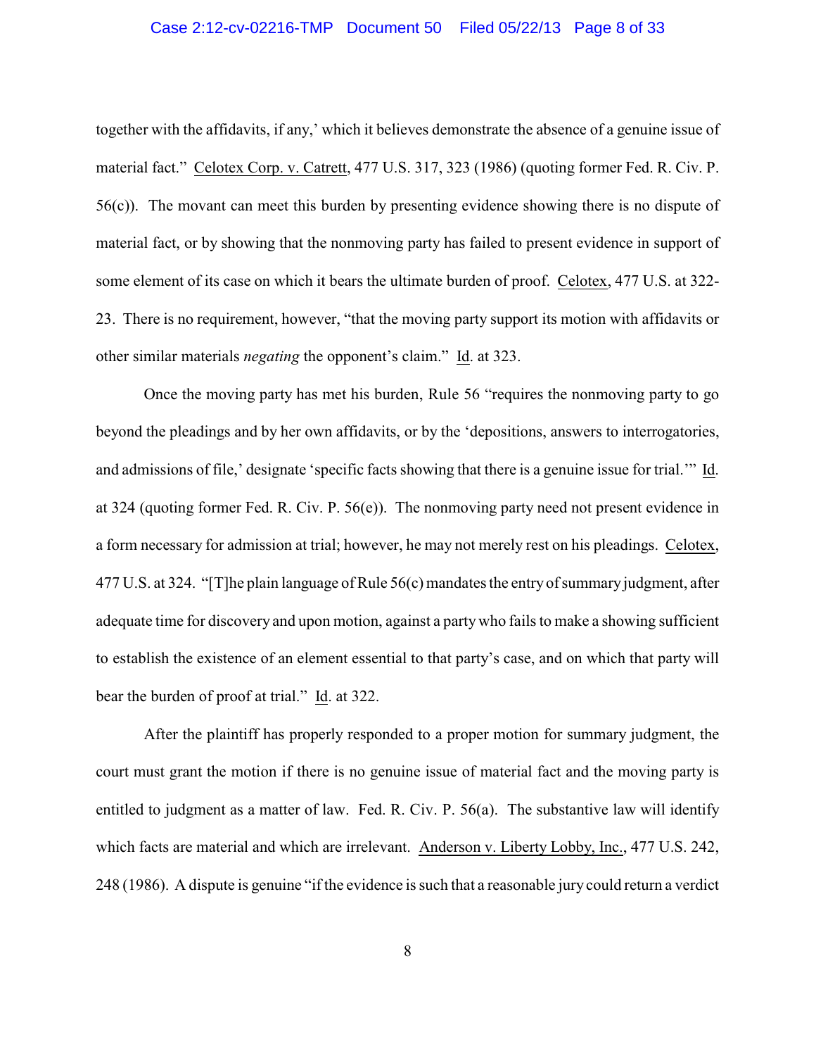together with the affidavits, if any,' which it believes demonstrate the absence of a genuine issue of material fact." Celotex Corp. v. Catrett, 477 U.S. 317, 323 (1986) (quoting former Fed. R. Civ. P. 56(c)). The movant can meet this burden by presenting evidence showing there is no dispute of material fact, or by showing that the nonmoving party has failed to present evidence in support of some element of its case on which it bears the ultimate burden of proof. Celotex, 477 U.S. at 322-23. There is no requirement, however, "that the moving party support its motion with affidavits or other similar materials *negating* the opponent's claim." Id. at 323.

Once the moving party has met his burden, Rule 56 "requires the nonmoving party to go beyond the pleadings and by her own affidavits, or by the 'depositions, answers to interrogatories, and admissions of file,' designate 'specific facts showing that there is a genuine issue for trial.'" Id. at 324 (quoting former Fed. R. Civ. P. 56(e)). The nonmoving party need not present evidence in a form necessary for admission at trial; however, he may not merely rest on his pleadings. Celotex, 477 U.S. at 324. "[T]he plain language of Rule 56(c) mandates the entry of summary judgment, after adequate time for discovery and upon motion, against a party who fails to make a showing sufficient to establish the existence of an element essential to that party's case, and on which that party will bear the burden of proof at trial." Id. at 322.

After the plaintiff has properly responded to a proper motion for summary judgment, the court must grant the motion if there is no genuine issue of material fact and the moving party is entitled to judgment as a matter of law. Fed. R. Civ. P. 56(a). The substantive law will identify which facts are material and which are irrelevant. Anderson v. Liberty Lobby, Inc., 477 U.S. 242, 248 (1986). A dispute is genuine "if the evidence is such that a reasonable jury could return a verdict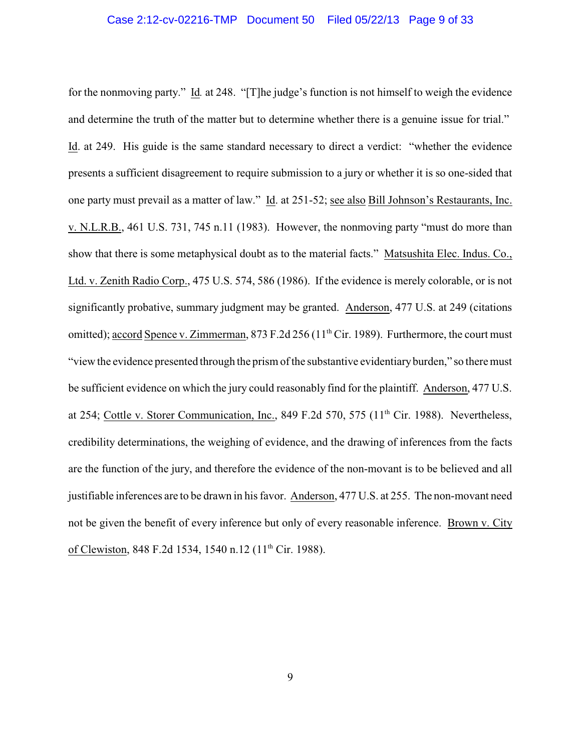for the nonmoving party." Id. at 248. "[T]he judge's function is not himself to weigh the evidence and determine the truth of the matter but to determine whether there is a genuine issue for trial." Id. at 249. His guide is the same standard necessary to direct a verdict: "whether the evidence presents a sufficient disagreement to require submission to a jury or whether it is so one-sided that one party must prevail as a matter of law." Id. at 251-52; see also Bill Johnson's Restaurants, Inc. v. N.L.R.B., 461 U.S. 731, 745 n.11 (1983). However, the nonmoving party "must do more than show that there is some metaphysical doubt as to the material facts." Matsushita Elec. Indus. Co., Ltd. v. Zenith Radio Corp., 475 U.S. 574, 586 (1986). If the evidence is merely colorable, or is not significantly probative, summary judgment may be granted. Anderson, 477 U.S. at 249 (citations omitted); accord Spence v. Zimmerman, 873 F.2d 256 (11th Cir. 1989). Furthermore, the court must "view the evidence presented through the prism of the substantive evidentiary burden," so there must be sufficient evidence on which the jury could reasonably find for the plaintiff. Anderson, 477 U.S. at 254; Cottle v. Storer Communication, Inc., 849 F.2d 570, 575 (11th Cir. 1988). Nevertheless, credibility determinations, the weighing of evidence, and the drawing of inferences from the facts are the function of the jury, and therefore the evidence of the non-movant is to be believed and all justifiable inferences are to be drawn in his favor. Anderson, 477 U.S. at 255. The non-movant need not be given the benefit of every inference but only of every reasonable inference. Brown v. City of Clewiston, 848 F.2d 1534, 1540 n.12 (11th Cir. 1988).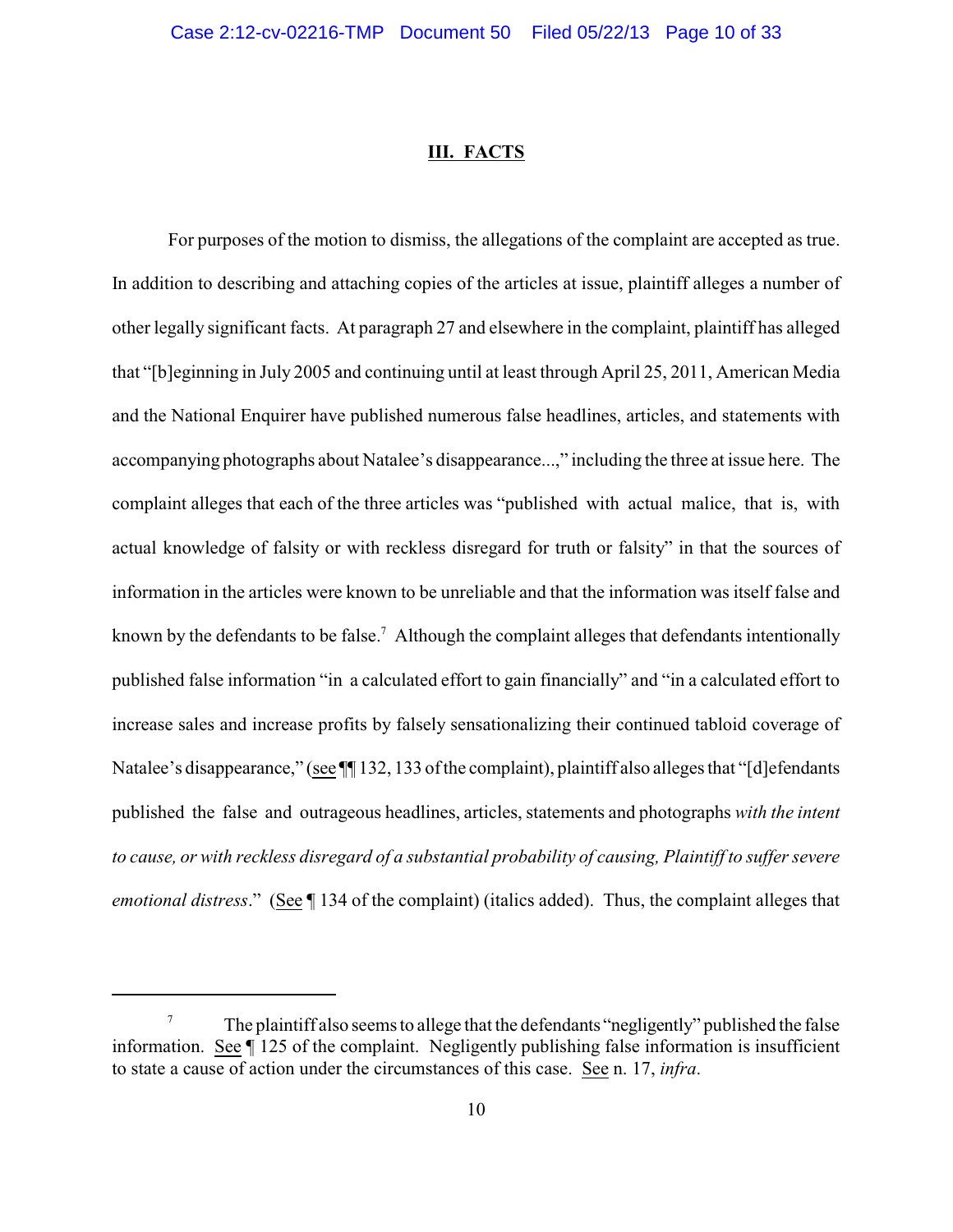## III. FACTS

For purposes of the motion to dismiss, the allegations of the complaint are accepted as true. In addition to describing and attaching copies of the articles at issue, plaintiff alleges a number of other legally significant facts. At paragraph 27 and elsewhere in the complaint, plaintiff has alleged that "[b]eginning in July 2005 and continuing until at least through April 25, 2011, American Media and the National Enquirer have published numerous false headlines, articles, and statements with accompanying photographs about Natalee's disappearance...," including the three at issue here. The complaint alleges that each of the three articles was "published with actual malice, that is, with actual knowledge of falsity or with reckless disregard for truth or falsity" in that the sources of information in the articles were known to be unreliable and that the information was itself false and known by the defendants to be false.[7] Although the complaint alleges that defendants intentionally published false information "in a calculated effort to gain financially" and "in a calculated effort to increase sales and increase profits by falsely sensationalizing their continued tabloid coverage of Natalee's disappearance," (see ¶¶ 132, 133 of the complaint), plaintiff also alleges that "[d]efendants published the false and outrageous headlines, articles, statements and photographs *with the intent to cause, or with reckless disregard of a substantial probability of causing, Plaintiff to suffer severe emotional distress*." (See ¶ 134 of the complaint) (italics added). Thus, the complaint alleges that

---

[7] The plaintiff also seems to allege that the defendants "negligently" published the false information. See ¶ 125 of the complaint. Negligently publishing false information is insufficient to state a cause of action under the circumstances of this case. See n. 17, *infra*.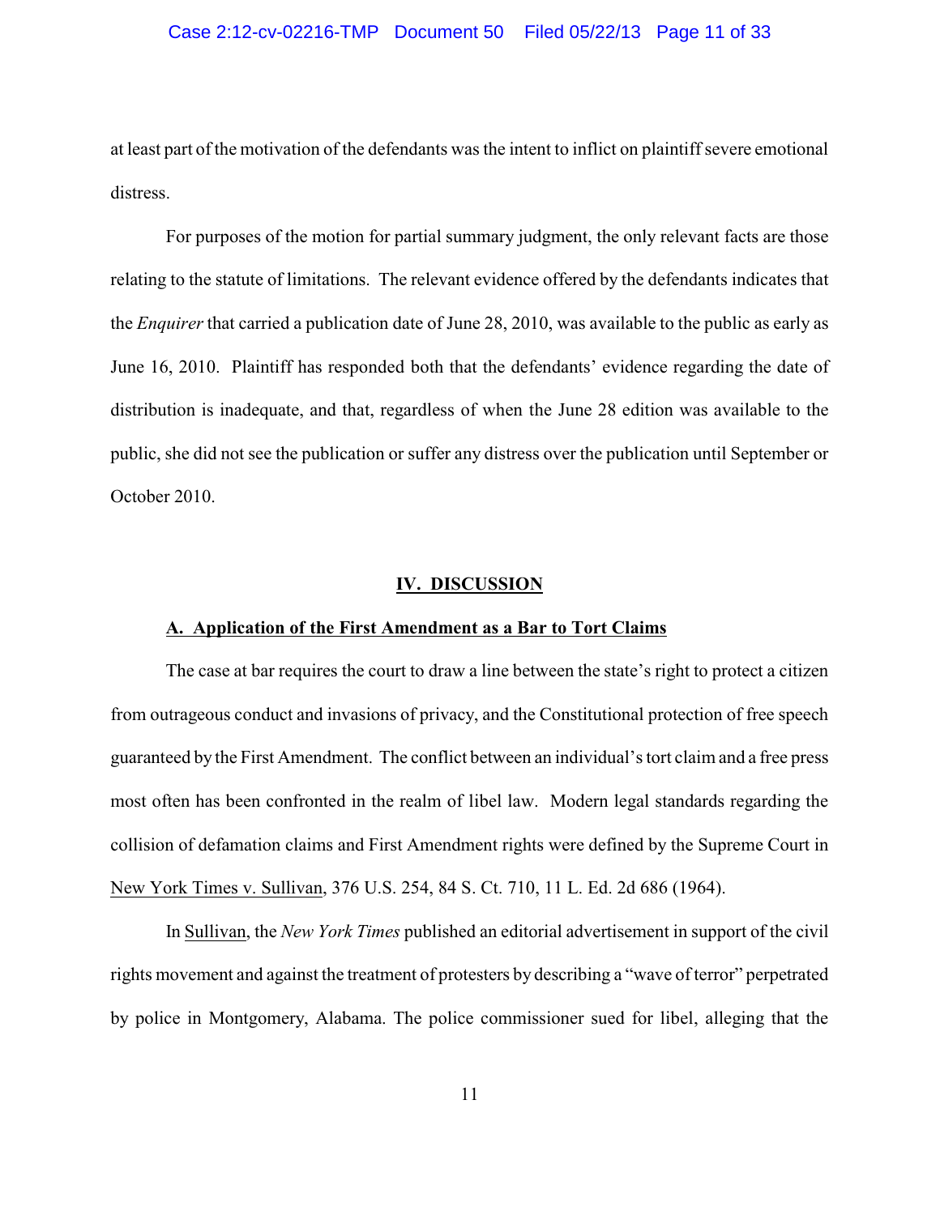at least part of the motivation of the defendants was the intent to inflict on plaintiff severe emotional distress.

For purposes of the motion for partial summary judgment, the only relevant facts are those relating to the statute of limitations. The relevant evidence offered by the defendants indicates that the *Enquirer* that carried a publication date of June 28, 2010, was available to the public as early as June 16, 2010. Plaintiff has responded both that the defendants' evidence regarding the date of distribution is inadequate, and that, regardless of when the June 28 edition was available to the public, she did not see the publication or suffer any distress over the publication until September or October 2010.

## IV. DISCUSSION

### A. Application of the First Amendment as a Bar to Tort Claims

The case at bar requires the court to draw a line between the state's right to protect a citizen from outrageous conduct and invasions of privacy, and the Constitutional protection of free speech guaranteed by the First Amendment. The conflict between an individual's tort claim and a free press most often has been confronted in the realm of libel law. Modern legal standards regarding the collision of defamation claims and First Amendment rights were defined by the Supreme Court in New York Times v. Sullivan, 376 U.S. 254, 84 S. Ct. 710, 11 L. Ed. 2d 686 (1964).

In Sullivan, the *New York Times* published an editorial advertisement in support of the civil rights movement and against the treatment of protesters by describing a "wave of terror" perpetrated by police in Montgomery, Alabama. The police commissioner sued for libel, alleging that the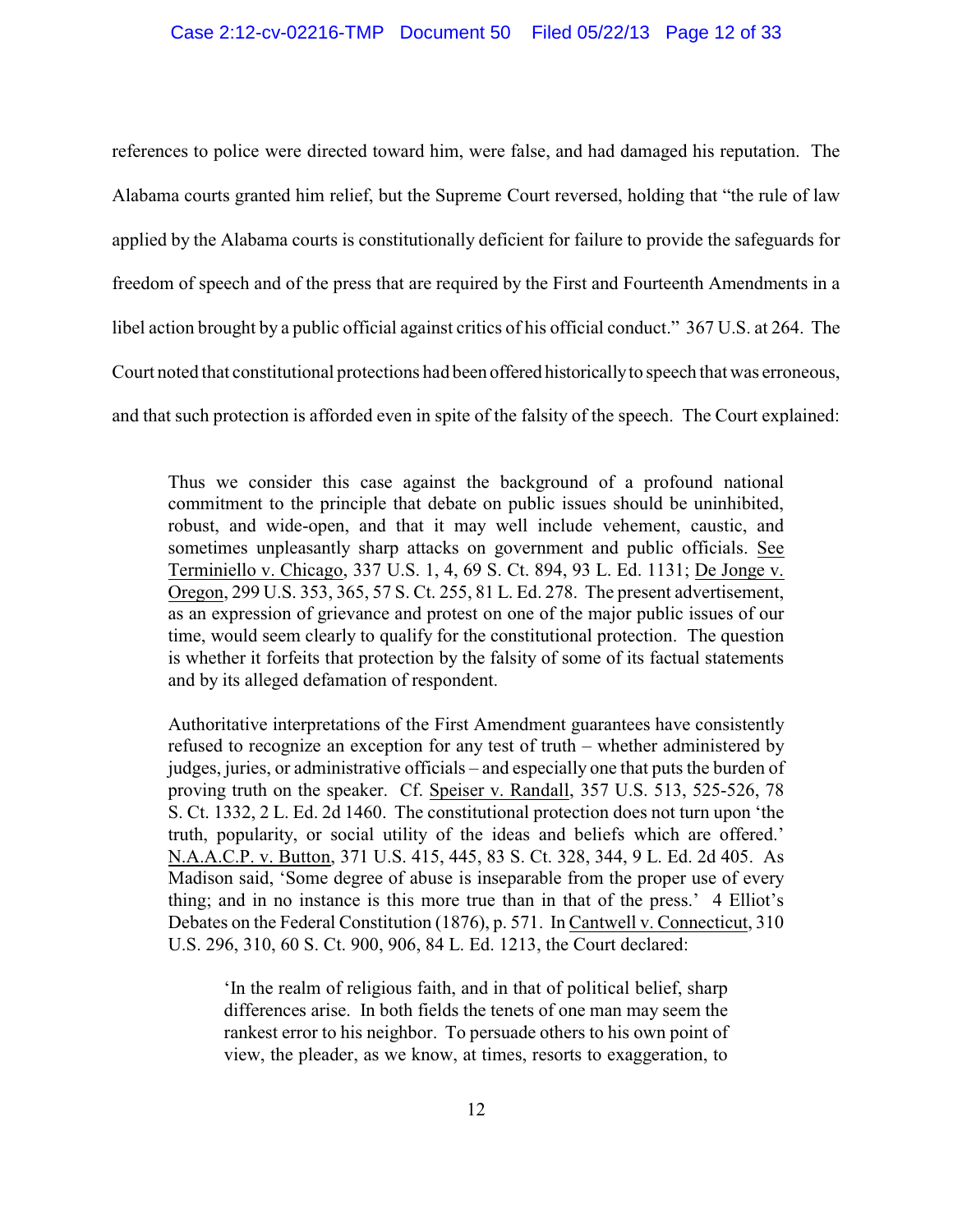references to police were directed toward him, were false, and had damaged his reputation. The Alabama courts granted him relief, but the Supreme Court reversed, holding that "the rule of law applied by the Alabama courts is constitutionally deficient for failure to provide the safeguards for freedom of speech and of the press that are required by the First and Fourteenth Amendments in a libel action brought by a public official against critics of his official conduct." 367 U.S. at 264. The Court noted that constitutional protections had been offered historically to speech that was erroneous, and that such protection is afforded even in spite of the falsity of the speech. The Court explained:

> Thus we consider this case against the background of a profound national commitment to the principle that debate on public issues should be uninhibited, robust, and wide-open, and that it may well include vehement, caustic, and sometimes unpleasantly sharp attacks on government and public officials. See Terminiello v. Chicago, 337 U.S. 1, 4, 69 S. Ct. 894, 93 L. Ed. 1131; De Jonge v. Oregon, 299 U.S. 353, 365, 57 S. Ct. 255, 81 L. Ed. 278. The present advertisement, as an expression of grievance and protest on one of the major public issues of our time, would seem clearly to qualify for the constitutional protection. The question is whether it forfeits that protection by the falsity of some of its factual statements and by its alleged defamation of respondent.
>
> Authoritative interpretations of the First Amendment guarantees have consistently refused to recognize an exception for any test of truth – whether administered by judges, juries, or administrative officials – and especially one that puts the burden of proving truth on the speaker. Cf. Speiser v. Randall, 357 U.S. 513, 525-526, 78 S. Ct. 1332, 2 L. Ed. 2d 1460. The constitutional protection does not turn upon 'the truth, popularity, or social utility of the ideas and beliefs which are offered.' N.A.A.C.P. v. Button, 371 U.S. 415, 445, 83 S. Ct. 328, 344, 9 L. Ed. 2d 405. As Madison said, 'Some degree of abuse is inseparable from the proper use of every thing; and in no instance is this more true than in that of the press.' 4 Elliot's Debates on the Federal Constitution (1876), p. 571. In Cantwell v. Connecticut, 310 U.S. 296, 310, 60 S. Ct. 900, 906, 84 L. Ed. 1213, the Court declared:
>
>> 'In the realm of religious faith, and in that of political belief, sharp differences arise. In both fields the tenets of one man may seem the rankest error to his neighbor. To persuade others to his own point of view, the pleader, as we know, at times, resorts to exaggeration, to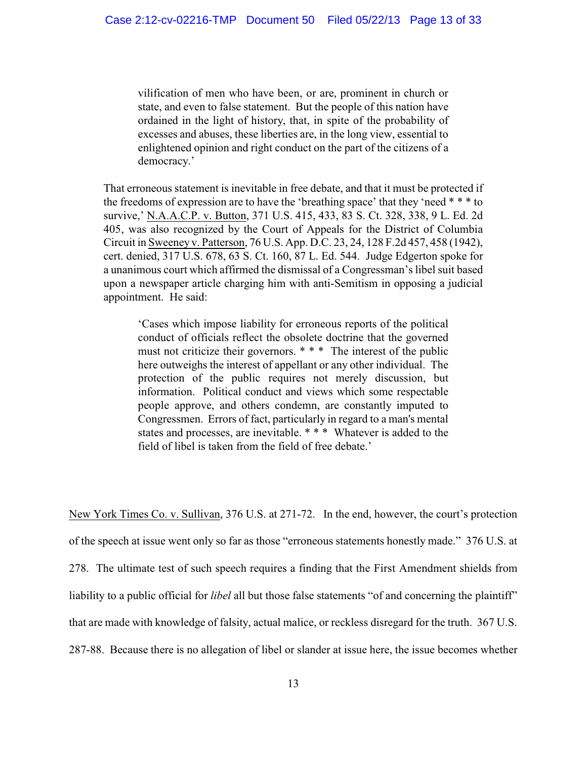> vilification of men who have been, or are, prominent in church or state, and even to false statement. But the people of this nation have ordained in the light of history, that, in spite of the probability of excesses and abuses, these liberties are, in the long view, essential to enlightened opinion and right conduct on the part of the citizens of a democracy.'
>
> That erroneous statement is inevitable in free debate, and that it must be protected if the freedoms of expression are to have the 'breathing space' that they 'need * * * to survive,' N.A.A.C.P. v. Button, 371 U.S. 415, 433, 83 S. Ct. 328, 338, 9 L. Ed. 2d 405, was also recognized by the Court of Appeals for the District of Columbia Circuit in Sweeney v. Patterson, 76 U.S. App. D.C. 23, 24, 128 F.2d 457, 458 (1942), cert. denied, 317 U.S. 678, 63 S. Ct. 160, 87 L. Ed. 544. Judge Edgerton spoke for a unanimous court which affirmed the dismissal of a Congressman's libel suit based upon a newspaper article charging him with anti-Semitism in opposing a judicial appointment. He said:
>
> > 'Cases which impose liability for erroneous reports of the political conduct of officials reflect the obsolete doctrine that the governed must not criticize their governors. * * * The interest of the public here outweighs the interest of appellant or any other individual. The protection of the public requires not merely discussion, but information. Political conduct and views which some respectable people approve, and others condemn, are constantly imputed to Congressmen. Errors of fact, particularly in regard to a man's mental states and processes, are inevitable. * * * Whatever is added to the field of libel is taken from the field of free debate.'

New York Times Co. v. Sullivan, 376 U.S. at 271-72. In the end, however, the court's protection of the speech at issue went only so far as those "erroneous statements honestly made." 376 U.S. at 278. The ultimate test of such speech requires a finding that the First Amendment shields from liability to a public official for *libel* all but those false statements "of and concerning the plaintiff" that are made with knowledge of falsity, actual malice, or reckless disregard for the truth. 367 U.S. 287-88. Because there is no allegation of libel or slander at issue here, the issue becomes whether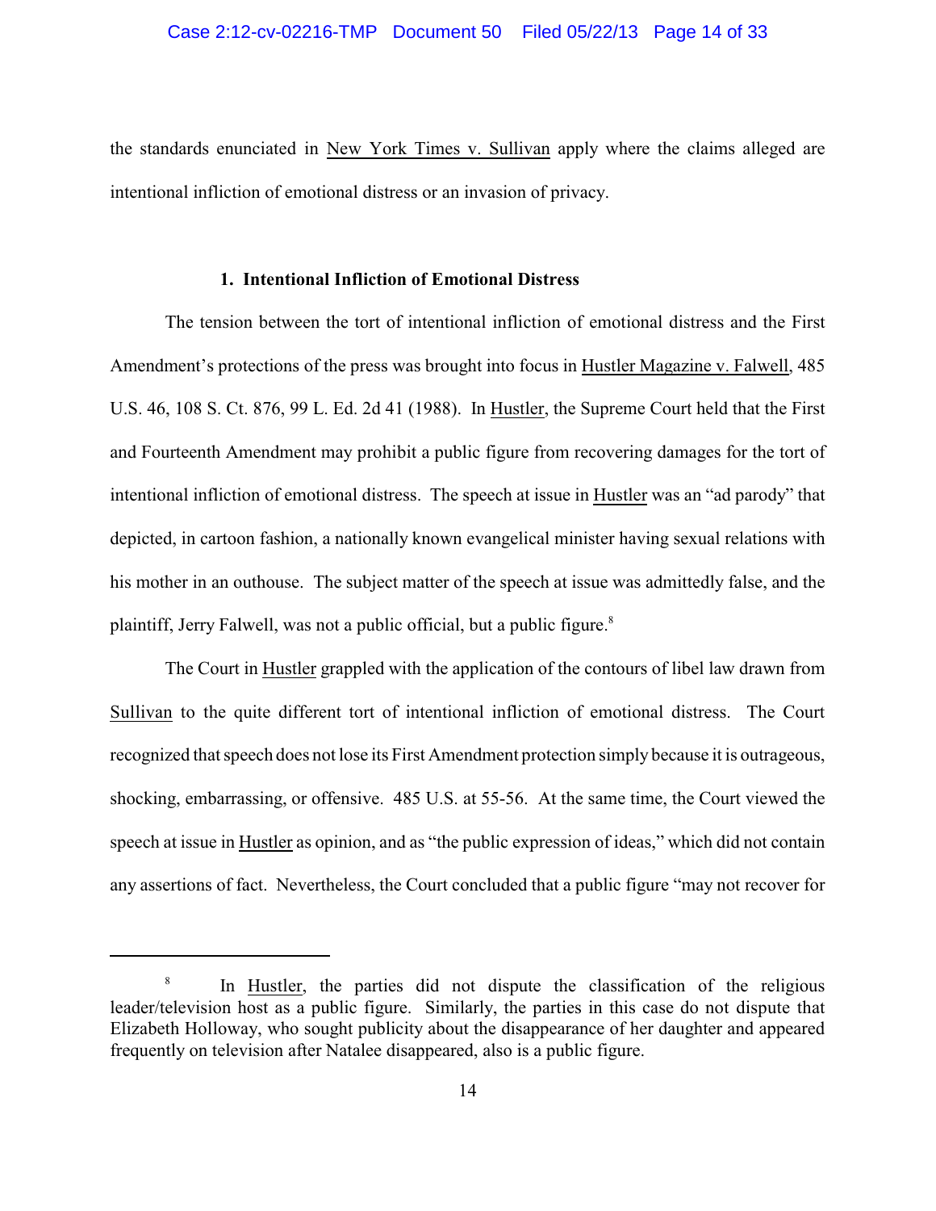the standards enunciated in New York Times v. Sullivan apply where the claims alleged are intentional infliction of emotional distress or an invasion of privacy.

### 1. Intentional Infliction of Emotional Distress

The tension between the tort of intentional infliction of emotional distress and the First Amendment's protections of the press was brought into focus in Hustler Magazine v. Falwell, 485 U.S. 46, 108 S. Ct. 876, 99 L. Ed. 2d 41 (1988). In Hustler, the Supreme Court held that the First and Fourteenth Amendment may prohibit a public figure from recovering damages for the tort of intentional infliction of emotional distress. The speech at issue in Hustler was an "ad parody" that depicted, in cartoon fashion, a nationally known evangelical minister having sexual relations with his mother in an outhouse. The subject matter of the speech at issue was admittedly false, and the plaintiff, Jerry Falwell, was not a public official, but a public figure.[8]

The Court in Hustler grappled with the application of the contours of libel law drawn from Sullivan to the quite different tort of intentional infliction of emotional distress. The Court recognized that speech does not lose its First Amendment protection simply because it is outrageous, shocking, embarrassing, or offensive. 485 U.S. at 55-56. At the same time, the Court viewed the speech at issue in Hustler as opinion, and as "the public expression of ideas," which did not contain any assertions of fact. Nevertheless, the Court concluded that a public figure "may not recover for

---

[8] In Hustler, the parties did not dispute the classification of the religious leader/television host as a public figure. Similarly, the parties in this case do not dispute that Elizabeth Holloway, who sought publicity about the disappearance of her daughter and appeared frequently on television after Natalee disappeared, also is a public figure.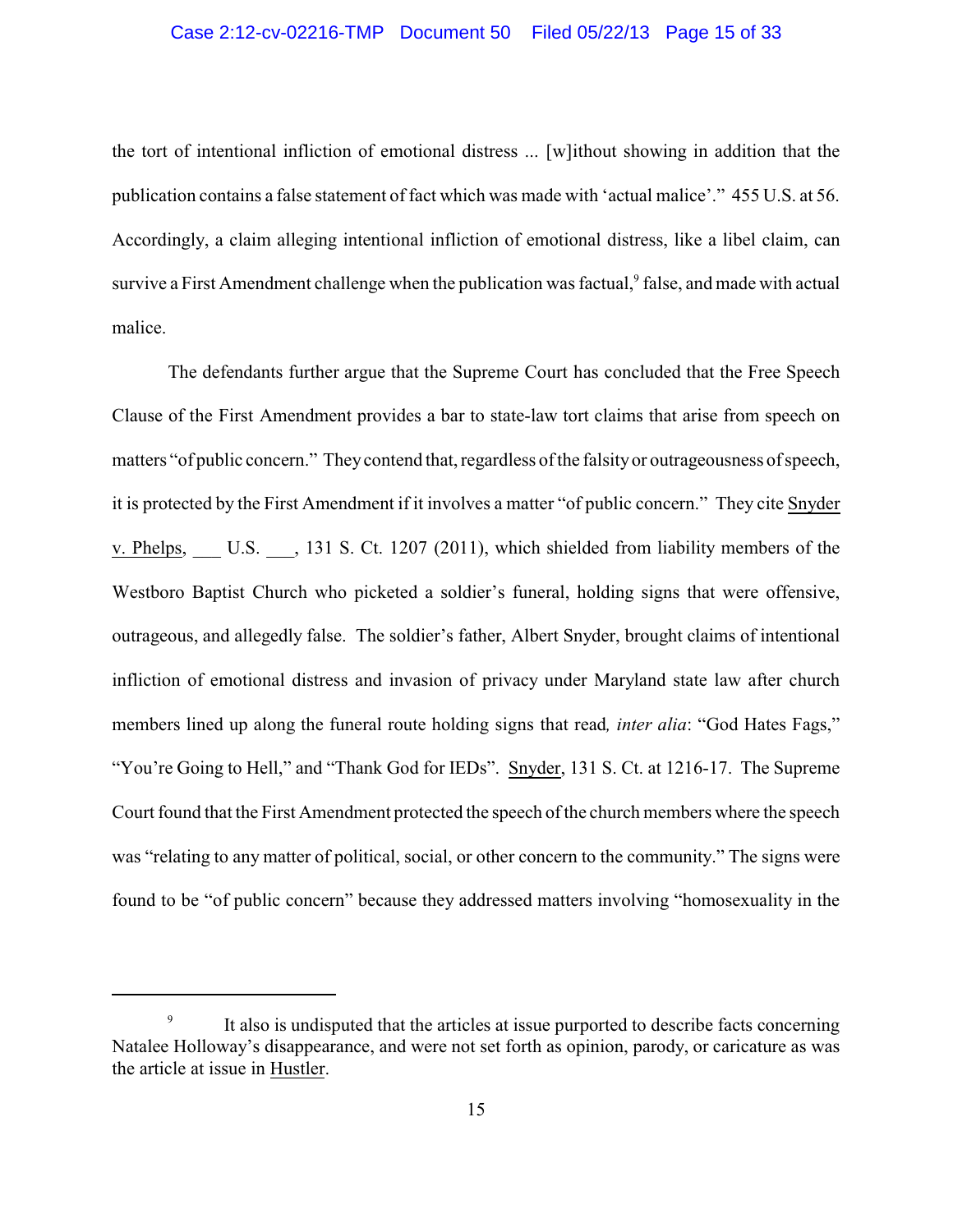the tort of intentional infliction of emotional distress ... [w]ithout showing in addition that the publication contains a false statement of fact which was made with 'actual malice'." 455 U.S. at 56. Accordingly, a claim alleging intentional infliction of emotional distress, like a libel claim, can survive a First Amendment challenge when the publication was factual,[9] false, and made with actual malice.

The defendants further argue that the Supreme Court has concluded that the Free Speech Clause of the First Amendment provides a bar to state-law tort claims that arise from speech on matters "of public concern." They contend that, regardless of the falsity or outrageousness of speech, it is protected by the First Amendment if it involves a matter "of public concern." They cite Snyder v. Phelps, ___ U.S. ___, 131 S. Ct. 1207 (2011), which shielded from liability members of the Westboro Baptist Church who picketed a soldier's funeral, holding signs that were offensive, outrageous, and allegedly false. The soldier's father, Albert Snyder, brought claims of intentional infliction of emotional distress and invasion of privacy under Maryland state law after church members lined up along the funeral route holding signs that read, *inter alia*: "God Hates Fags," "You're Going to Hell," and "Thank God for IEDs". Snyder, 131 S. Ct. at 1216-17. The Supreme Court found that the First Amendment protected the speech of the church members where the speech was "relating to any matter of political, social, or other concern to the community." The signs were found to be "of public concern" because they addressed matters involving "homosexuality in the

---

[9] It also is undisputed that the articles at issue purported to describe facts concerning Natalee Holloway's disappearance, and were not set forth as opinion, parody, or caricature as was the article at issue in Hustler.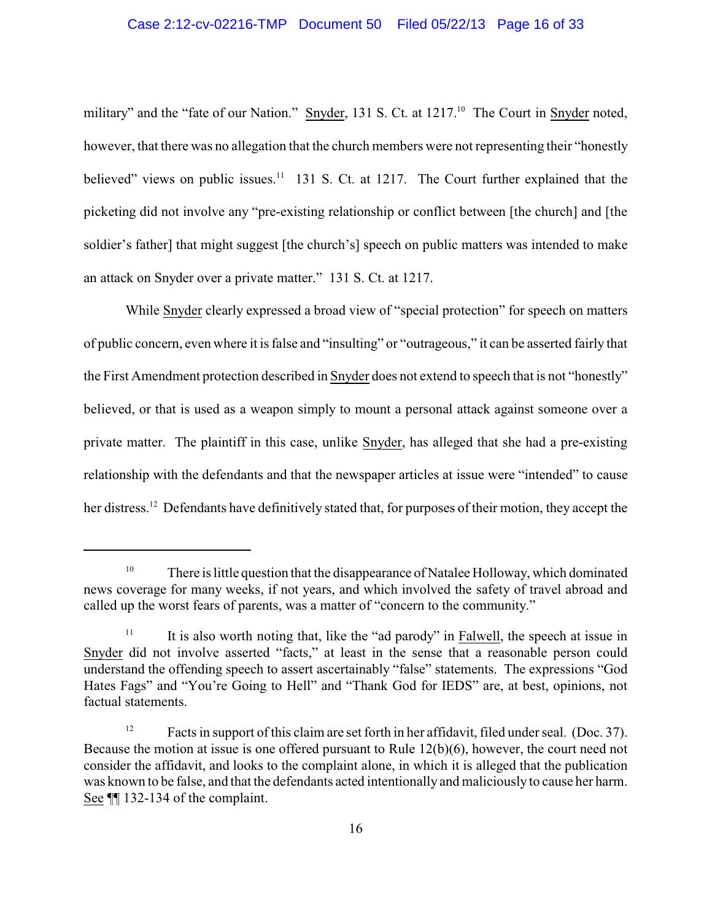military" and the "fate of our Nation." Snyder, 131 S. Ct. at 1217.[10] The Court in Snyder noted, however, that there was no allegation that the church members were not representing their "honestly believed" views on public issues.[11] 131 S. Ct. at 1217. The Court further explained that the picketing did not involve any "pre-existing relationship or conflict between [the church] and [the soldier's father] that might suggest [the church's] speech on public matters was intended to make an attack on Snyder over a private matter." 131 S. Ct. at 1217.

While Snyder clearly expressed a broad view of "special protection" for speech on matters of public concern, even where it is false and "insulting" or "outrageous," it can be asserted fairly that the First Amendment protection described in Snyder does not extend to speech that is not "honestly" believed, or that is used as a weapon simply to mount a personal attack against someone over a private matter. The plaintiff in this case, unlike Snyder, has alleged that she had a pre-existing relationship with the defendants and that the newspaper articles at issue were "intended" to cause her distress.[12] Defendants have definitively stated that, for purposes of their motion, they accept the

---

[10] There is little question that the disappearance of Natalee Holloway, which dominated news coverage for many weeks, if not years, and which involved the safety of travel abroad and called up the worst fears of parents, was a matter of "concern to the community."

[11] It is also worth noting that, like the "ad parody" in Falwell, the speech at issue in Snyder did not involve asserted "facts," at least in the sense that a reasonable person could understand the offending speech to assert ascertainably "false" statements. The expressions "God Hates Fags" and "You're Going to Hell" and "Thank God for IEDS" are, at best, opinions, not factual statements.

[12] Facts in support of this claim are set forth in her affidavit, filed under seal. (Doc. 37). Because the motion at issue is one offered pursuant to Rule 12(b)(6), however, the court need not consider the affidavit, and looks to the complaint alone, in which it is alleged that the publication was known to be false, and that the defendants acted intentionally and maliciously to cause her harm. See ¶¶ 132-134 of the complaint.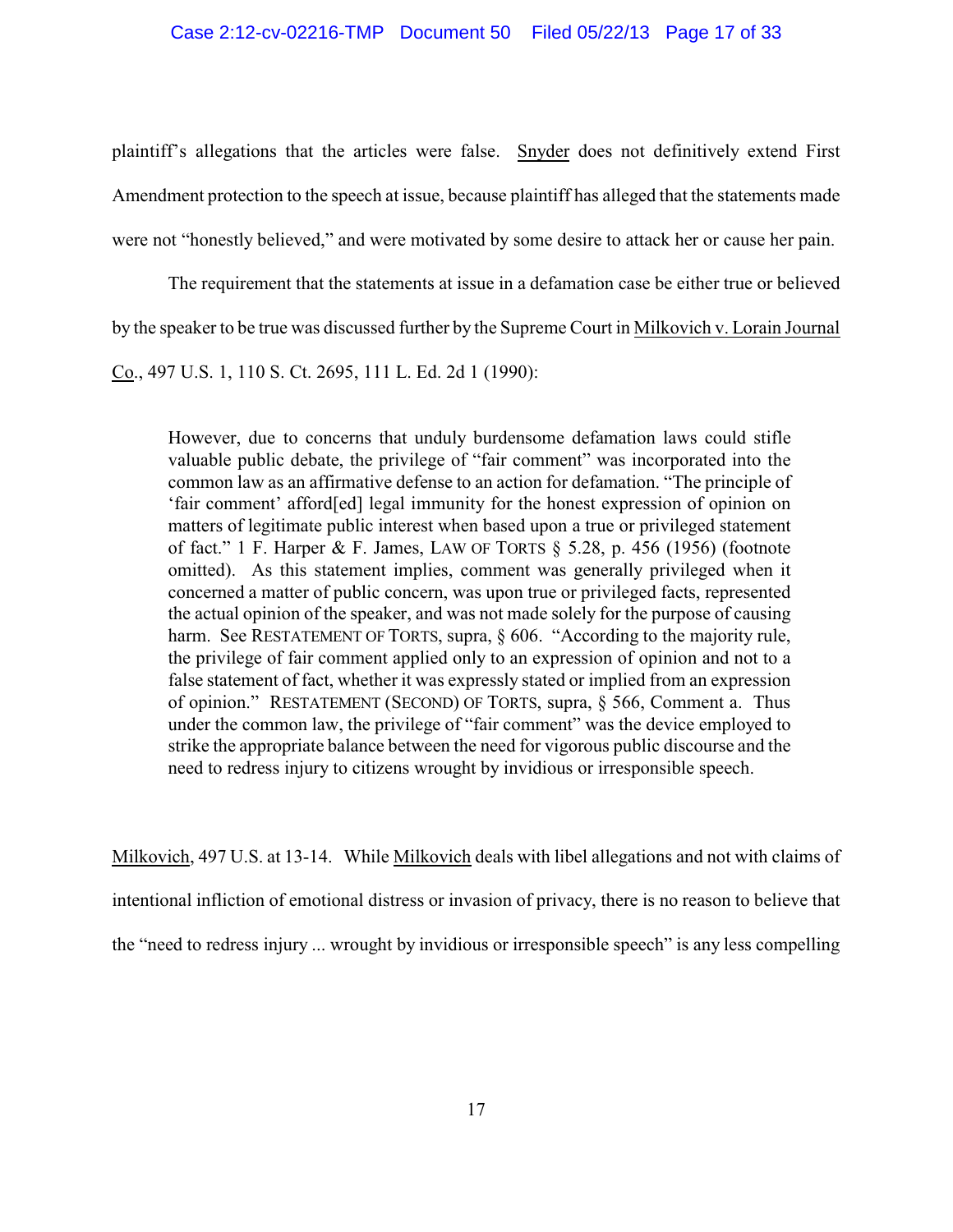plaintiff's allegations that the articles were false. Snyder does not definitively extend First Amendment protection to the speech at issue, because plaintiff has alleged that the statements made were not "honestly believed," and were motivated by some desire to attack her or cause her pain.

The requirement that the statements at issue in a defamation case be either true or believed by the speaker to be true was discussed further by the Supreme Court in Milkovich v. Lorain Journal Co., 497 U.S. 1, 110 S. Ct. 2695, 111 L. Ed. 2d 1 (1990):

> However, due to concerns that unduly burdensome defamation laws could stifle valuable public debate, the privilege of "fair comment" was incorporated into the common law as an affirmative defense to an action for defamation. "The principle of 'fair comment' afford[ed] legal immunity for the honest expression of opinion on matters of legitimate public interest when based upon a true or privileged statement of fact." 1 F. Harper & F. James, LAW OF TORTS § 5.28, p. 456 (1956) (footnote omitted). As this statement implies, comment was generally privileged when it concerned a matter of public concern, was upon true or privileged facts, represented the actual opinion of the speaker, and was not made solely for the purpose of causing harm. See RESTATEMENT OF TORTS, supra, § 606. "According to the majority rule, the privilege of fair comment applied only to an expression of opinion and not to a false statement of fact, whether it was expressly stated or implied from an expression of opinion." RESTATEMENT (SECOND) OF TORTS, supra, § 566, Comment a. Thus under the common law, the privilege of "fair comment" was the device employed to strike the appropriate balance between the need for vigorous public discourse and the need to redress injury to citizens wrought by invidious or irresponsible speech.

Milkovich, 497 U.S. at 13-14. While Milkovich deals with libel allegations and not with claims of intentional infliction of emotional distress or invasion of privacy, there is no reason to believe that the "need to redress injury ... wrought by invidious or irresponsible speech" is any less compelling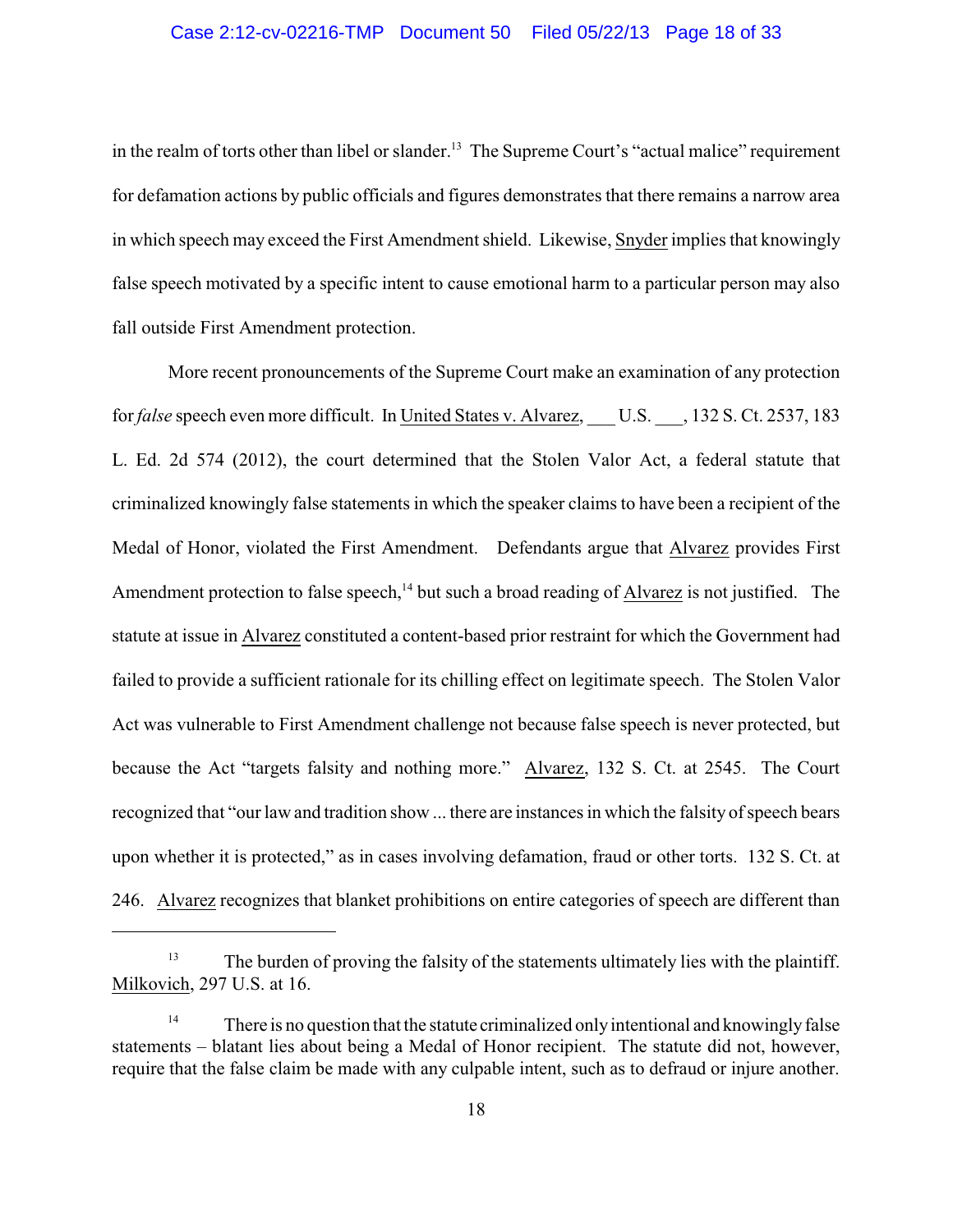in the realm of torts other than libel or slander.[13] The Supreme Court's "actual malice" requirement for defamation actions by public officials and figures demonstrates that there remains a narrow area in which speech may exceed the First Amendment shield. Likewise, Snyder implies that knowingly false speech motivated by a specific intent to cause emotional harm to a particular person may also fall outside First Amendment protection.

More recent pronouncements of the Supreme Court make an examination of any protection for *false* speech even more difficult. In United States v. Alvarez, ___ U.S. ___, 132 S. Ct. 2537, 183 L. Ed. 2d 574 (2012), the court determined that the Stolen Valor Act, a federal statute that criminalized knowingly false statements in which the speaker claims to have been a recipient of the Medal of Honor, violated the First Amendment. Defendants argue that Alvarez provides First Amendment protection to false speech,[14] but such a broad reading of Alvarez is not justified. The statute at issue in Alvarez constituted a content-based prior restraint for which the Government had failed to provide a sufficient rationale for its chilling effect on legitimate speech. The Stolen Valor Act was vulnerable to First Amendment challenge not because false speech is never protected, but because the Act "targets falsity and nothing more." Alvarez, 132 S. Ct. at 2545. The Court recognized that "our law and tradition show ... there are instances in which the falsity of speech bears upon whether it is protected," as in cases involving defamation, fraud or other torts. 132 S. Ct. at 246. Alvarez recognizes that blanket prohibitions on entire categories of speech are different than

---

[13] The burden of proving the falsity of the statements ultimately lies with the plaintiff. Milkovich, 297 U.S. at 16.

[14] There is no question that the statute criminalized only intentional and knowingly false statements – blatant lies about being a Medal of Honor recipient. The statute did not, however, require that the false claim be made with any culpable intent, such as to defraud or injure another.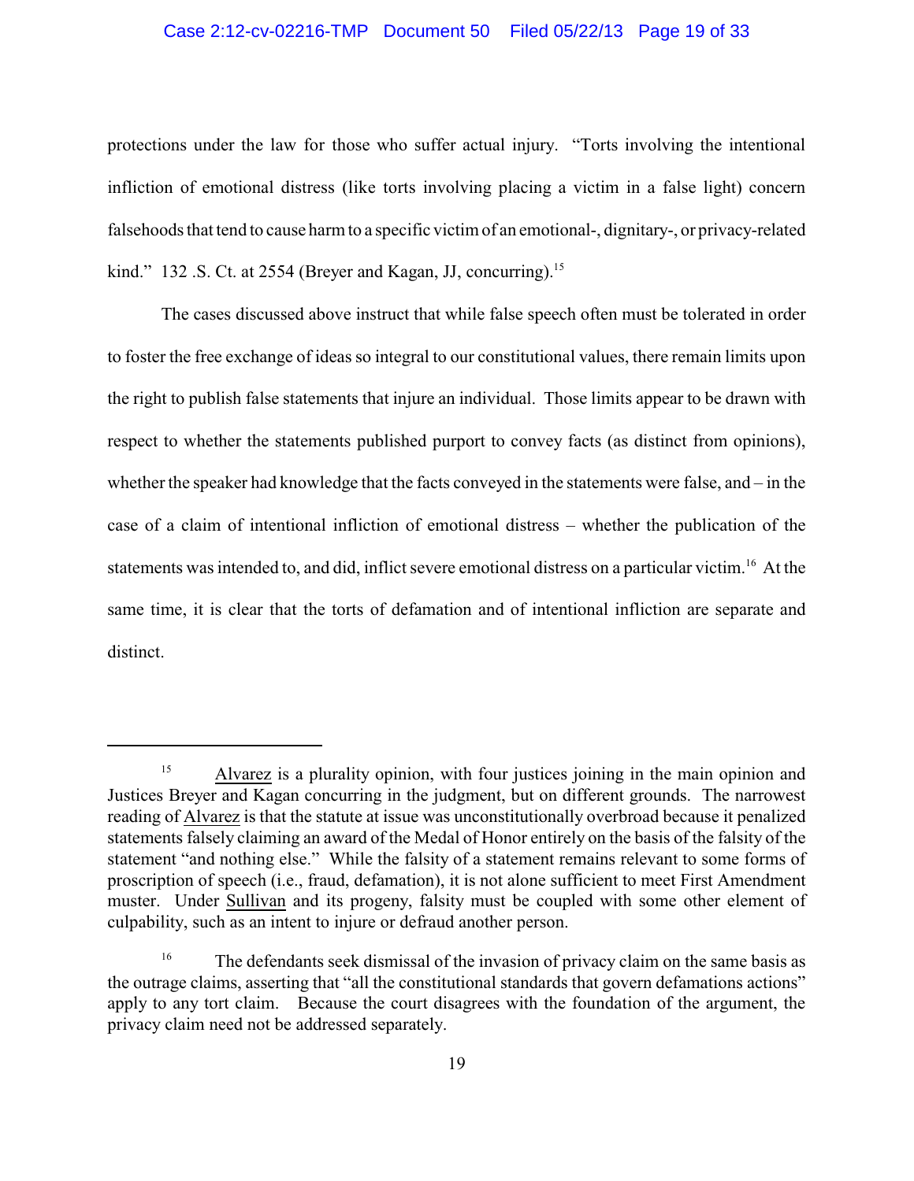protections under the law for those who suffer actual injury. "Torts involving the intentional infliction of emotional distress (like torts involving placing a victim in a false light) concern falsehoods that tend to cause harm to a specific victim of an emotional-, dignitary-, or privacy-related kind." 132 .S. Ct. at 2554 (Breyer and Kagan, JJ, concurring).[15]

The cases discussed above instruct that while false speech often must be tolerated in order to foster the free exchange of ideas so integral to our constitutional values, there remain limits upon the right to publish false statements that injure an individual. Those limits appear to be drawn with respect to whether the statements published purport to convey facts (as distinct from opinions), whether the speaker had knowledge that the facts conveyed in the statements were false, and – in the case of a claim of intentional infliction of emotional distress – whether the publication of the statements was intended to, and did, inflict severe emotional distress on a particular victim.[16] At the same time, it is clear that the torts of defamation and of intentional infliction are separate and distinct.

---

[15] Alvarez is a plurality opinion, with four justices joining in the main opinion and Justices Breyer and Kagan concurring in the judgment, but on different grounds. The narrowest reading of Alvarez is that the statute at issue was unconstitutionally overbroad because it penalized statements falsely claiming an award of the Medal of Honor entirely on the basis of the falsity of the statement "and nothing else." While the falsity of a statement remains relevant to some forms of proscription of speech (i.e., fraud, defamation), it is not alone sufficient to meet First Amendment muster. Under Sullivan and its progeny, falsity must be coupled with some other element of culpability, such as an intent to injure or defraud another person.

[16] The defendants seek dismissal of the invasion of privacy claim on the same basis as the outrage claims, asserting that "all the constitutional standards that govern defamations actions" apply to any tort claim. Because the court disagrees with the foundation of the argument, the privacy claim need not be addressed separately.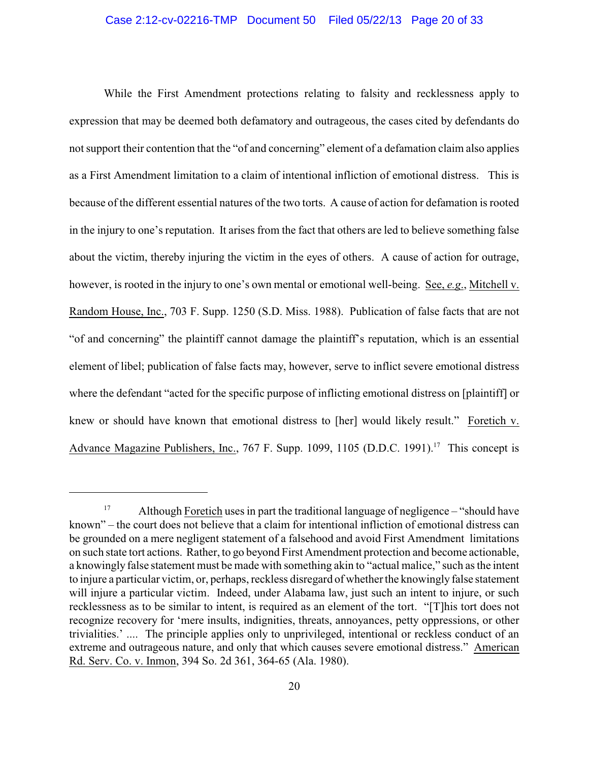While the First Amendment protections relating to falsity and recklessness apply to expression that may be deemed both defamatory and outrageous, the cases cited by defendants do not support their contention that the "of and concerning" element of a defamation claim also applies as a First Amendment limitation to a claim of intentional infliction of emotional distress. This is because of the different essential natures of the two torts. A cause of action for defamation is rooted in the injury to one's reputation. It arises from the fact that others are led to believe something false about the victim, thereby injuring the victim in the eyes of others. A cause of action for outrage, however, is rooted in the injury to one's own mental or emotional well-being. See, *e.g.*, Mitchell v. Random House, Inc., 703 F. Supp. 1250 (S.D. Miss. 1988). Publication of false facts that are not "of and concerning" the plaintiff cannot damage the plaintiff's reputation, which is an essential element of libel; publication of false facts may, however, serve to inflict severe emotional distress where the defendant "acted for the specific purpose of inflicting emotional distress on [plaintiff] or knew or should have known that emotional distress to [her] would likely result." Foretich v. Advance Magazine Publishers, Inc., 767 F. Supp. 1099, 1105 (D.D.C. 1991).[17] This concept is

---

[17] Although Foretich uses in part the traditional language of negligence – "should have known" – the court does not believe that a claim for intentional infliction of emotional distress can be grounded on a mere negligent statement of a falsehood and avoid First Amendment limitations on such state tort actions. Rather, to go beyond First Amendment protection and become actionable, a knowingly false statement must be made with something akin to "actual malice," such as the intent to injure a particular victim, or, perhaps, reckless disregard of whether the knowingly false statement will injure a particular victim. Indeed, under Alabama law, just such an intent to injure, or such recklessness as to be similar to intent, is required as an element of the tort. "[T]his tort does not recognize recovery for 'mere insults, indignities, threats, annoyances, petty oppressions, or other trivialities.' .... The principle applies only to unprivileged, intentional or reckless conduct of an extreme and outrageous nature, and only that which causes severe emotional distress." American Rd. Serv. Co. v. Inmon, 394 So. 2d 361, 364-65 (Ala. 1980).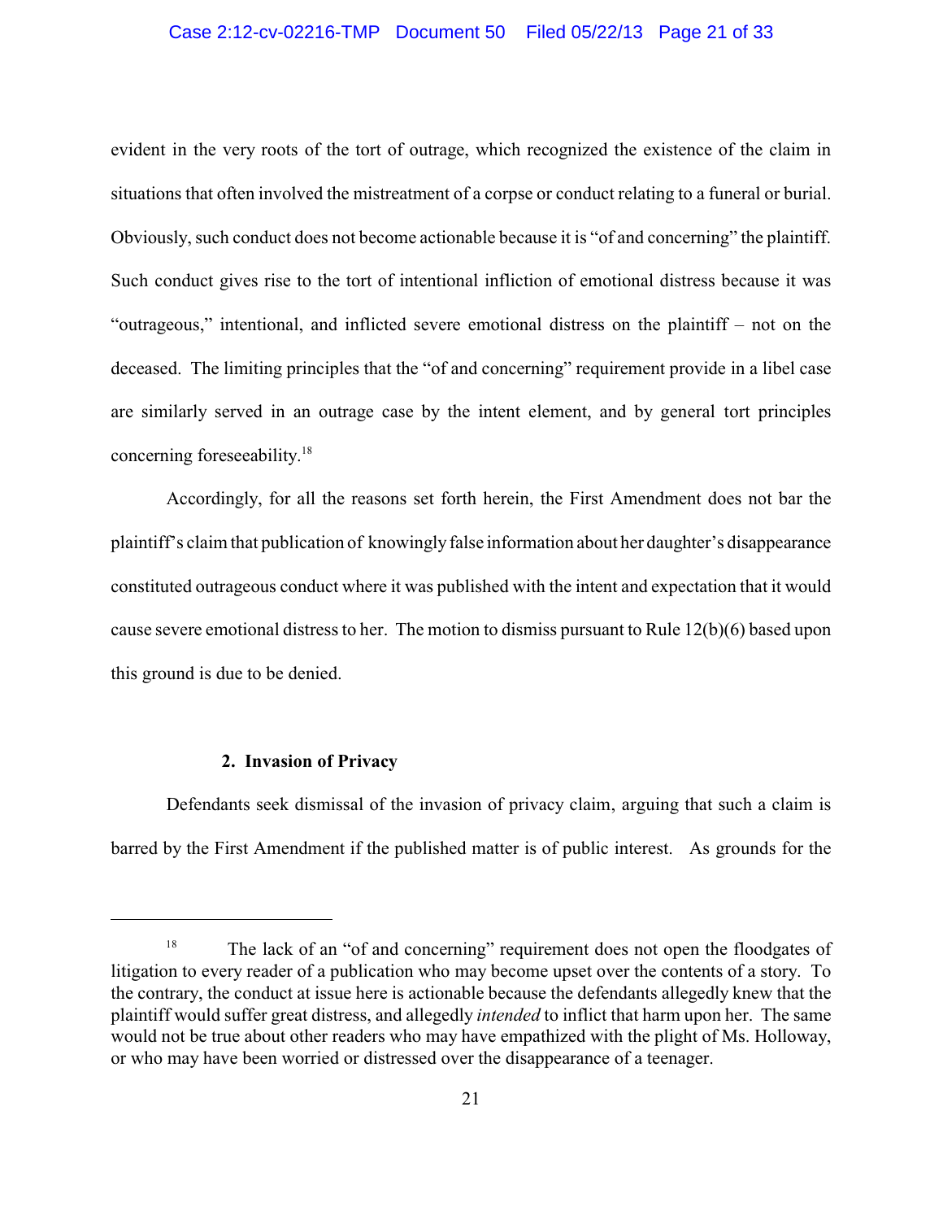evident in the very roots of the tort of outrage, which recognized the existence of the claim in situations that often involved the mistreatment of a corpse or conduct relating to a funeral or burial. Obviously, such conduct does not become actionable because it is "of and concerning" the plaintiff. Such conduct gives rise to the tort of intentional infliction of emotional distress because it was "outrageous," intentional, and inflicted severe emotional distress on the plaintiff – not on the deceased. The limiting principles that the "of and concerning" requirement provide in a libel case are similarly served in an outrage case by the intent element, and by general tort principles concerning foreseeability.[18]

Accordingly, for all the reasons set forth herein, the First Amendment does not bar the plaintiff's claim that publication of knowingly false information about her daughter's disappearance constituted outrageous conduct where it was published with the intent and expectation that it would cause severe emotional distress to her. The motion to dismiss pursuant to Rule 12(b)(6) based upon this ground is due to be denied.

### 2. Invasion of Privacy

Defendants seek dismissal of the invasion of privacy claim, arguing that such a claim is barred by the First Amendment if the published matter is of public interest. As grounds for the

---

[18] The lack of an "of and concerning" requirement does not open the floodgates of litigation to every reader of a publication who may become upset over the contents of a story. To the contrary, the conduct at issue here is actionable because the defendants allegedly knew that the plaintiff would suffer great distress, and allegedly *intended* to inflict that harm upon her. The same would not be true about other readers who may have empathized with the plight of Ms. Holloway, or who may have been worried or distressed over the disappearance of a teenager.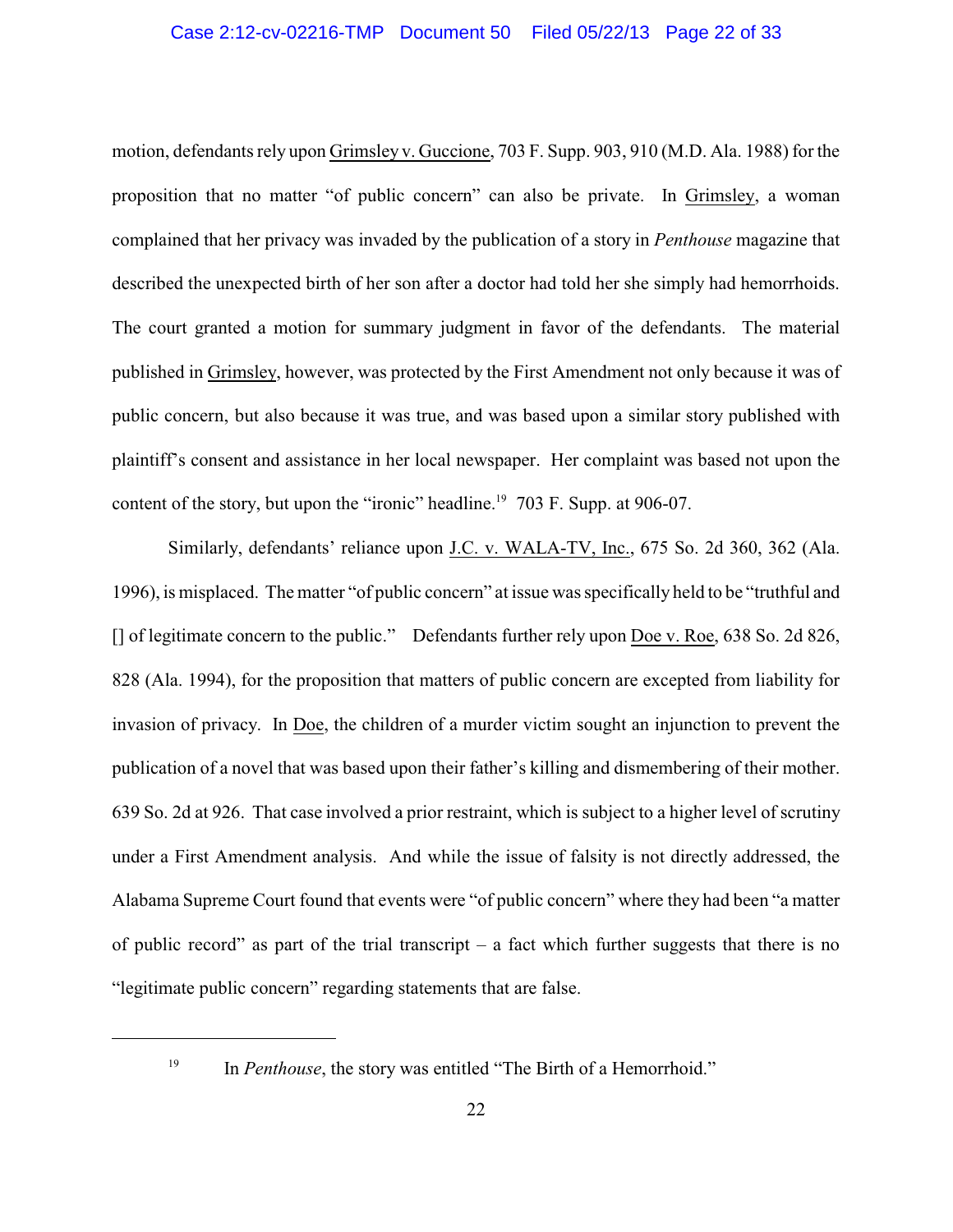motion, defendants rely upon Grimsley v. Guccione, 703 F. Supp. 903, 910 (M.D. Ala. 1988) for the proposition that no matter "of public concern" can also be private. In Grimsley, a woman complained that her privacy was invaded by the publication of a story in *Penthouse* magazine that described the unexpected birth of her son after a doctor had told her she simply had hemorrhoids. The court granted a motion for summary judgment in favor of the defendants. The material published in Grimsley, however, was protected by the First Amendment not only because it was of public concern, but also because it was true, and was based upon a similar story published with plaintiff's consent and assistance in her local newspaper. Her complaint was based not upon the content of the story, but upon the "ironic" headline.[19] 703 F. Supp. at 906-07.

Similarly, defendants' reliance upon J.C. v. WALA-TV, Inc., 675 So. 2d 360, 362 (Ala. 1996), is misplaced. The matter "of public concern" at issue was specifically held to be "truthful and [] of legitimate concern to the public." Defendants further rely upon Doe v. Roe, 638 So. 2d 826, 828 (Ala. 1994), for the proposition that matters of public concern are excepted from liability for invasion of privacy. In Doe, the children of a murder victim sought an injunction to prevent the publication of a novel that was based upon their father's killing and dismembering of their mother. 639 So. 2d at 926. That case involved a prior restraint, which is subject to a higher level of scrutiny under a First Amendment analysis. And while the issue of falsity is not directly addressed, the Alabama Supreme Court found that events were "of public concern" where they had been "a matter of public record" as part of the trial transcript – a fact which further suggests that there is no "legitimate public concern" regarding statements that are false.

---

[19] In *Penthouse*, the story was entitled "The Birth of a Hemorrhoid."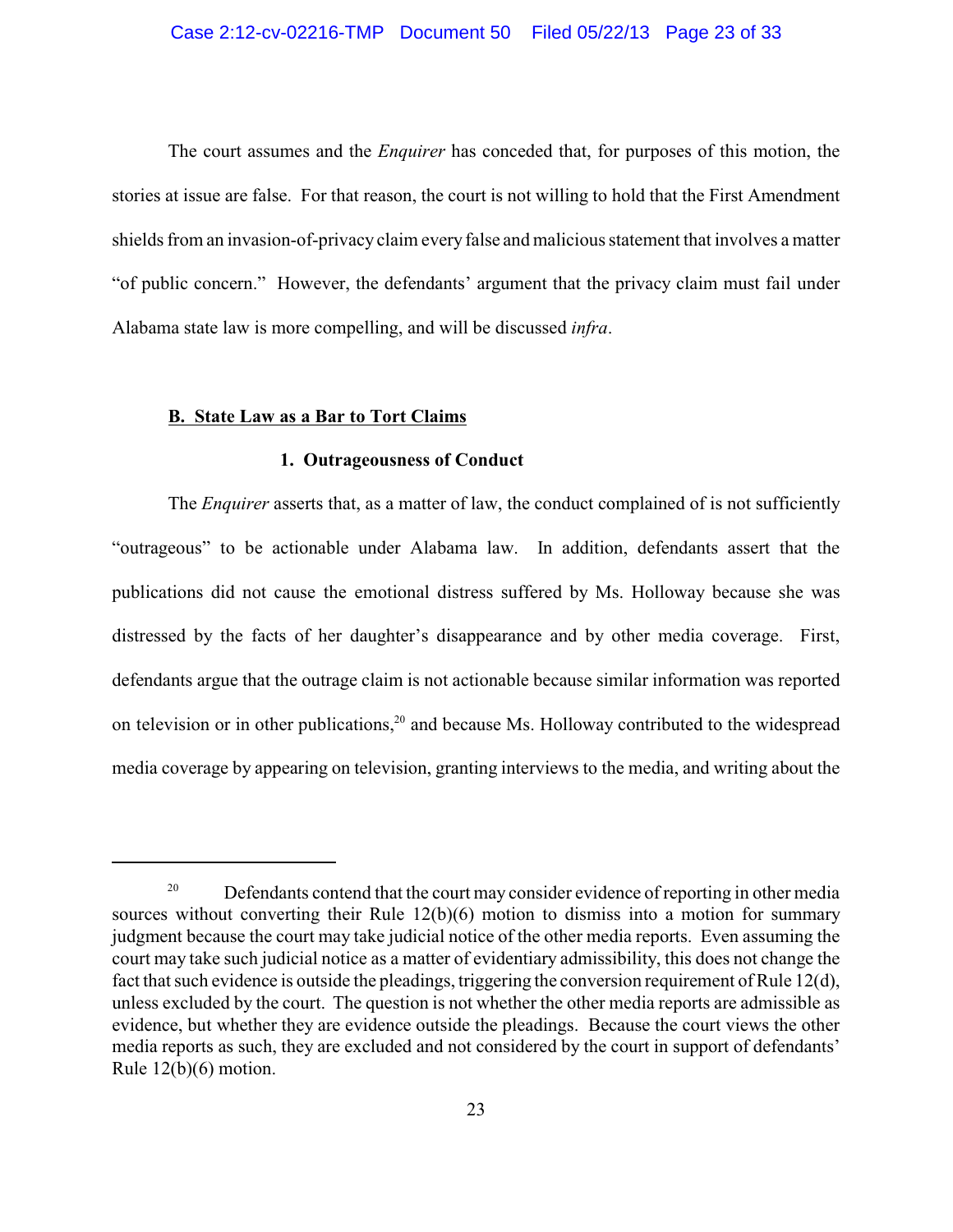The court assumes and the *Enquirer* has conceded that, for purposes of this motion, the stories at issue are false. For that reason, the court is not willing to hold that the First Amendment shields from an invasion-of-privacy claim every false and malicious statement that involves a matter "of public concern." However, the defendants' argument that the privacy claim must fail under Alabama state law is more compelling, and will be discussed *infra*.

## B. State Law as a Bar to Tort Claims

### 1. Outrageousness of Conduct

The *Enquirer* asserts that, as a matter of law, the conduct complained of is not sufficiently "outrageous" to be actionable under Alabama law. In addition, defendants assert that the publications did not cause the emotional distress suffered by Ms. Holloway because she was distressed by the facts of her daughter's disappearance and by other media coverage. First, defendants argue that the outrage claim is not actionable because similar information was reported on television or in other publications,[20] and because Ms. Holloway contributed to the widespread media coverage by appearing on television, granting interviews to the media, and writing about the

---

[20] Defendants contend that the court may consider evidence of reporting in other media sources without converting their Rule 12(b)(6) motion to dismiss into a motion for summary judgment because the court may take judicial notice of the other media reports. Even assuming the court may take such judicial notice as a matter of evidentiary admissibility, this does not change the fact that such evidence is outside the pleadings, triggering the conversion requirement of Rule 12(d), unless excluded by the court. The question is not whether the other media reports are admissible as evidence, but whether they are evidence outside the pleadings. Because the court views the other media reports as such, they are excluded and not considered by the court in support of defendants' Rule 12(b)(6) motion.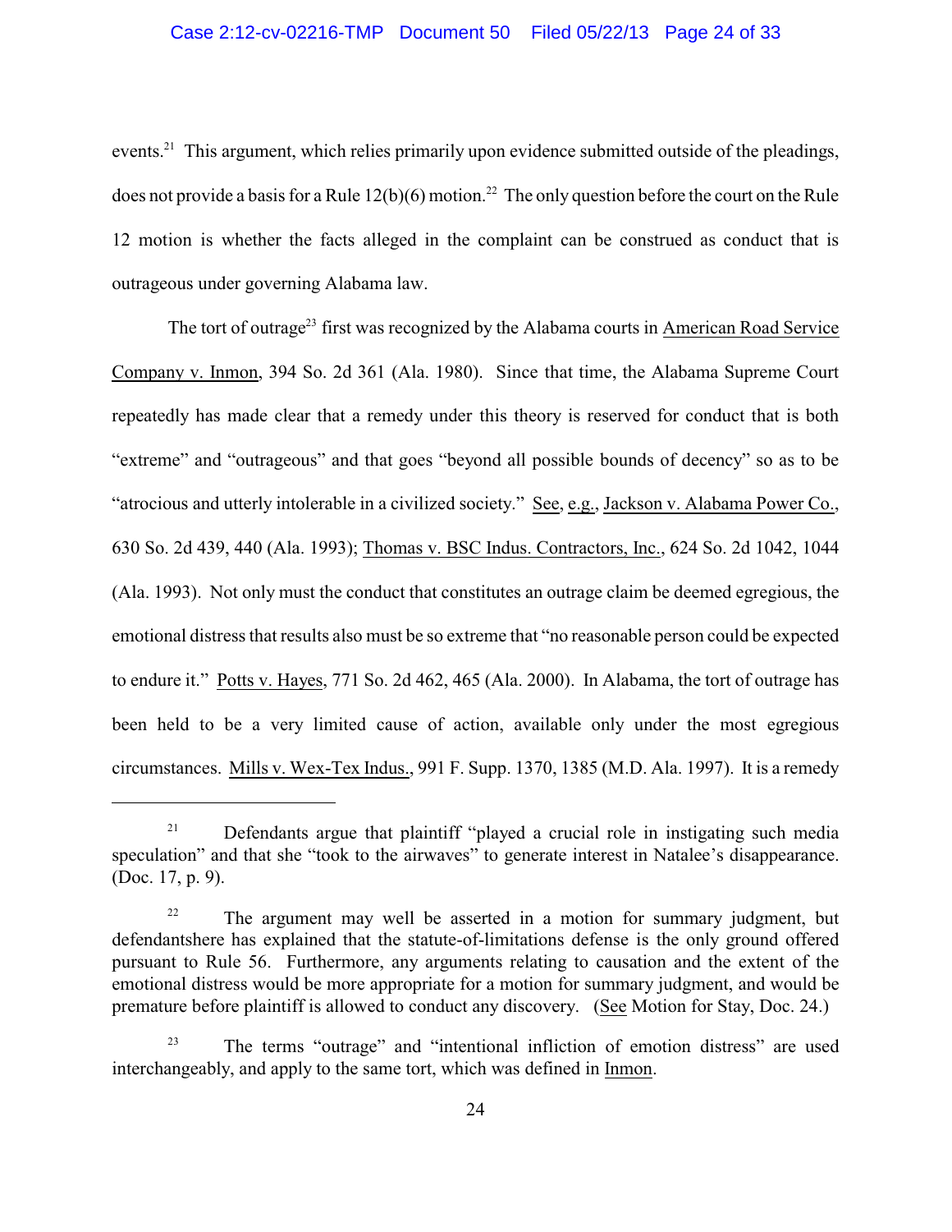events.[21] This argument, which relies primarily upon evidence submitted outside of the pleadings, does not provide a basis for a Rule 12(b)(6) motion.[22] The only question before the court on the Rule 12 motion is whether the facts alleged in the complaint can be construed as conduct that is outrageous under governing Alabama law.

The tort of outrage[23] first was recognized by the Alabama courts in American Road Service Company v. Inmon, 394 So. 2d 361 (Ala. 1980). Since that time, the Alabama Supreme Court repeatedly has made clear that a remedy under this theory is reserved for conduct that is both "extreme" and "outrageous" and that goes "beyond all possible bounds of decency" so as to be "atrocious and utterly intolerable in a civilized society." See, e.g., Jackson v. Alabama Power Co., 630 So. 2d 439, 440 (Ala. 1993); Thomas v. BSC Indus. Contractors, Inc., 624 So. 2d 1042, 1044 (Ala. 1993). Not only must the conduct that constitutes an outrage claim be deemed egregious, the emotional distress that results also must be so extreme that "no reasonable person could be expected to endure it." Potts v. Hayes, 771 So. 2d 462, 465 (Ala. 2000). In Alabama, the tort of outrage has been held to be a very limited cause of action, available only under the most egregious circumstances. Mills v. Wex-Tex Indus., 991 F. Supp. 1370, 1385 (M.D. Ala. 1997). It is a remedy

---

[21] Defendants argue that plaintiff "played a crucial role in instigating such media speculation" and that she "took to the airwaves" to generate interest in Natalee's disappearance. (Doc. 17, p. 9).

[22] The argument may well be asserted in a motion for summary judgment, but defendantshere has explained that the statute-of-limitations defense is the only ground offered pursuant to Rule 56. Furthermore, any arguments relating to causation and the extent of the emotional distress would be more appropriate for a motion for summary judgment, and would be premature before plaintiff is allowed to conduct any discovery. (See Motion for Stay, Doc. 24.)

[23] The terms "outrage" and "intentional infliction of emotion distress" are used interchangeably, and apply to the same tort, which was defined in Inmon.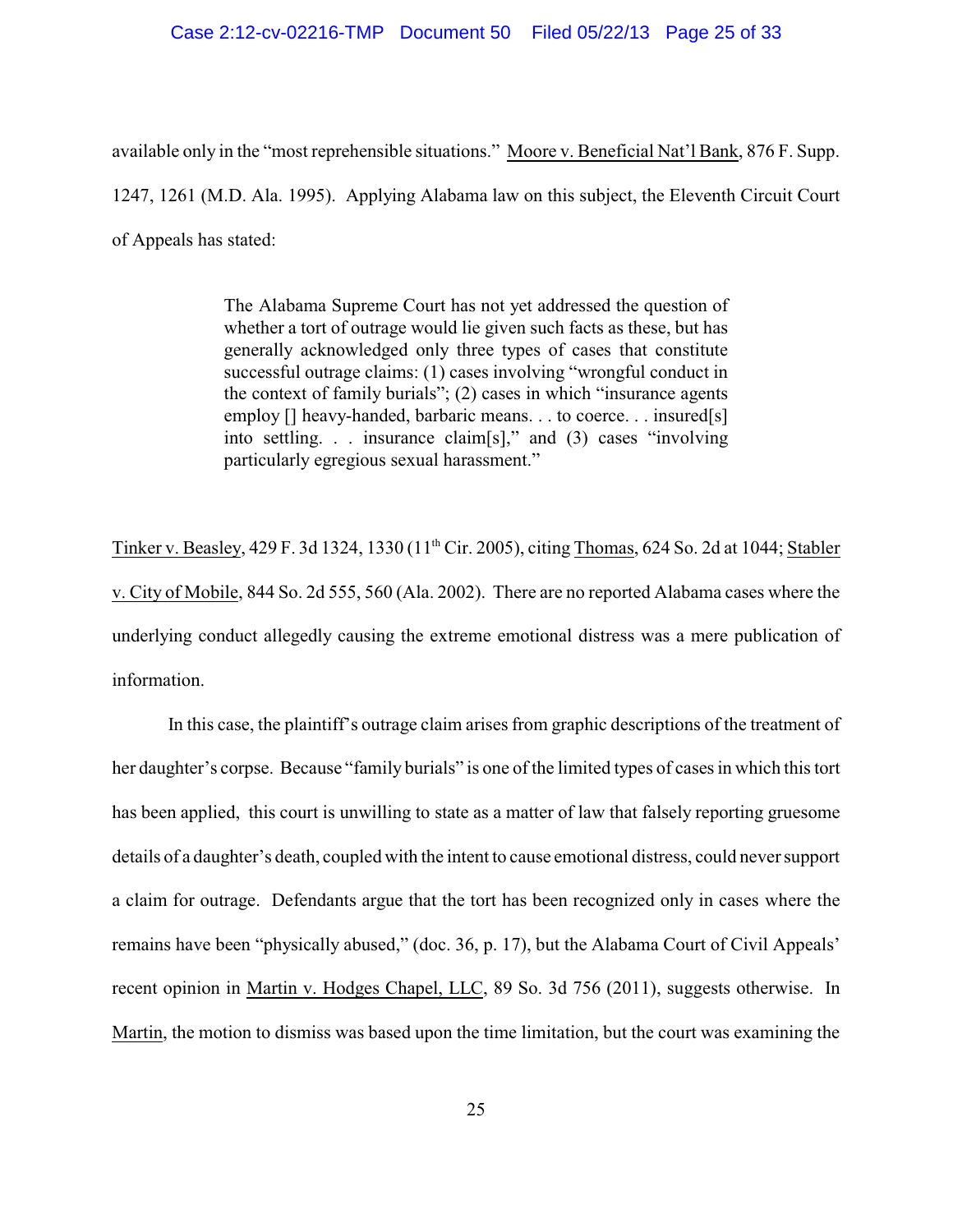available only in the "most reprehensible situations." Moore v. Beneficial Nat'l Bank, 876 F. Supp. 1247, 1261 (M.D. Ala. 1995). Applying Alabama law on this subject, the Eleventh Circuit Court of Appeals has stated:

> The Alabama Supreme Court has not yet addressed the question of whether a tort of outrage would lie given such facts as these, but has generally acknowledged only three types of cases that constitute successful outrage claims: (1) cases involving "wrongful conduct in the context of family burials"; (2) cases in which "insurance agents employ [] heavy-handed, barbaric means. . . to coerce. . . insured[s] into settling. . . insurance claim[s]," and (3) cases "involving particularly egregious sexual harassment."

Tinker v. Beasley, 429 F. 3d 1324, 1330 (11th Cir. 2005), citing Thomas, 624 So. 2d at 1044; Stabler v. City of Mobile, 844 So. 2d 555, 560 (Ala. 2002). There are no reported Alabama cases where the underlying conduct allegedly causing the extreme emotional distress was a mere publication of information.

In this case, the plaintiff's outrage claim arises from graphic descriptions of the treatment of her daughter's corpse. Because "family burials" is one of the limited types of cases in which this tort has been applied, this court is unwilling to state as a matter of law that falsely reporting gruesome details of a daughter's death, coupled with the intent to cause emotional distress, could never support a claim for outrage. Defendants argue that the tort has been recognized only in cases where the remains have been "physically abused," (doc. 36, p. 17), but the Alabama Court of Civil Appeals' recent opinion in Martin v. Hodges Chapel, LLC, 89 So. 3d 756 (2011), suggests otherwise. In Martin, the motion to dismiss was based upon the time limitation, but the court was examining the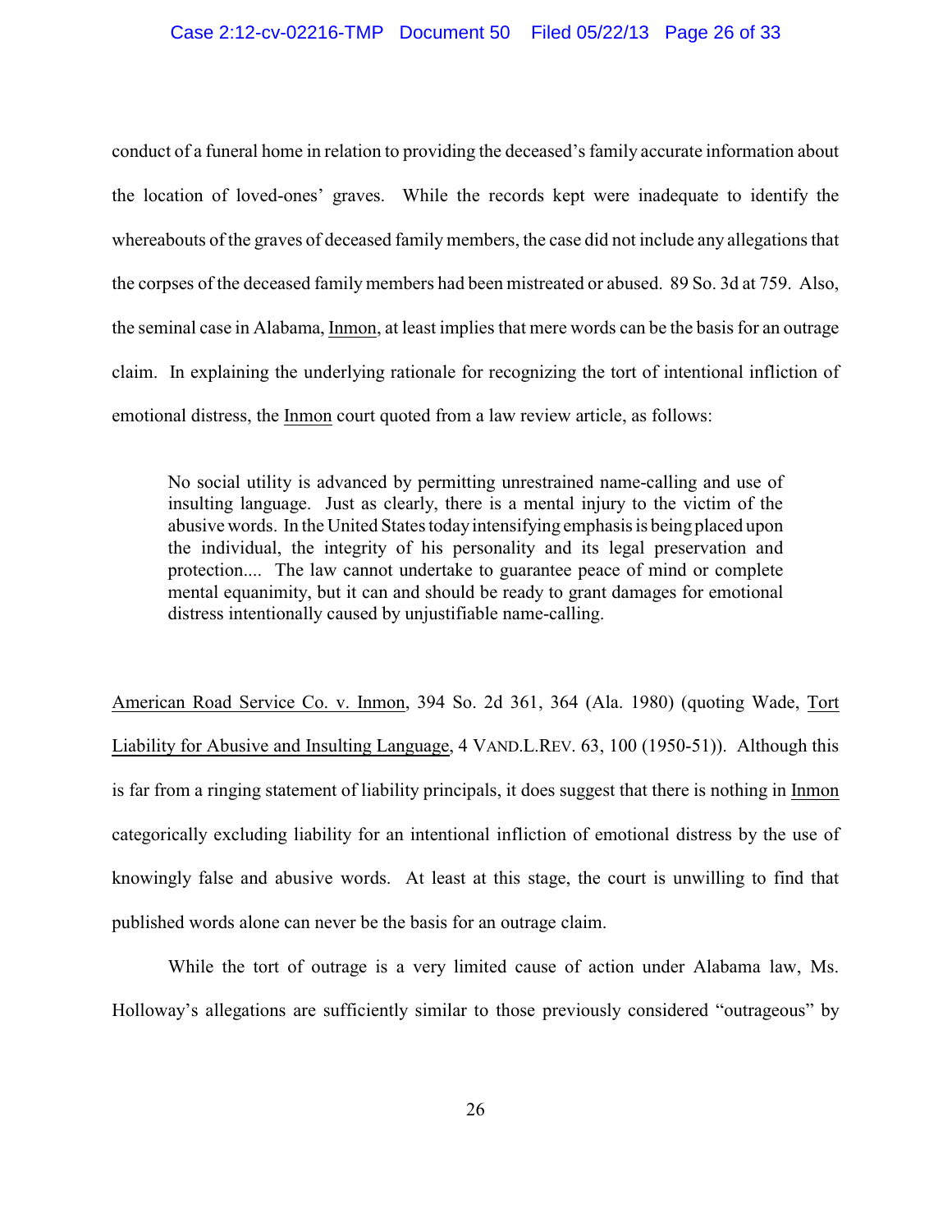conduct of a funeral home in relation to providing the deceased's family accurate information about the location of loved-ones' graves. While the records kept were inadequate to identify the whereabouts of the graves of deceased family members, the case did not include any allegations that the corpses of the deceased family members had been mistreated or abused. 89 So. 3d at 759. Also, the seminal case in Alabama, Inmon, at least implies that mere words can be the basis for an outrage claim. In explaining the underlying rationale for recognizing the tort of intentional infliction of emotional distress, the Inmon court quoted from a law review article, as follows:

> No social utility is advanced by permitting unrestrained name-calling and use of insulting language. Just as clearly, there is a mental injury to the victim of the abusive words. In the United States today intensifying emphasis is being placed upon the individual, the integrity of his personality and its legal preservation and protection.... The law cannot undertake to guarantee peace of mind or complete mental equanimity, but it can and should be ready to grant damages for emotional distress intentionally caused by unjustifiable name-calling.

American Road Service Co. v. Inmon, 394 So. 2d 361, 364 (Ala. 1980) (quoting Wade, Tort Liability for Abusive and Insulting Language, 4 VAND.L.REV. 63, 100 (1950-51)). Although this is far from a ringing statement of liability principals, it does suggest that there is nothing in Inmon categorically excluding liability for an intentional infliction of emotional distress by the use of knowingly false and abusive words. At least at this stage, the court is unwilling to find that published words alone can never be the basis for an outrage claim.

While the tort of outrage is a very limited cause of action under Alabama law, Ms. Holloway's allegations are sufficiently similar to those previously considered "outrageous" by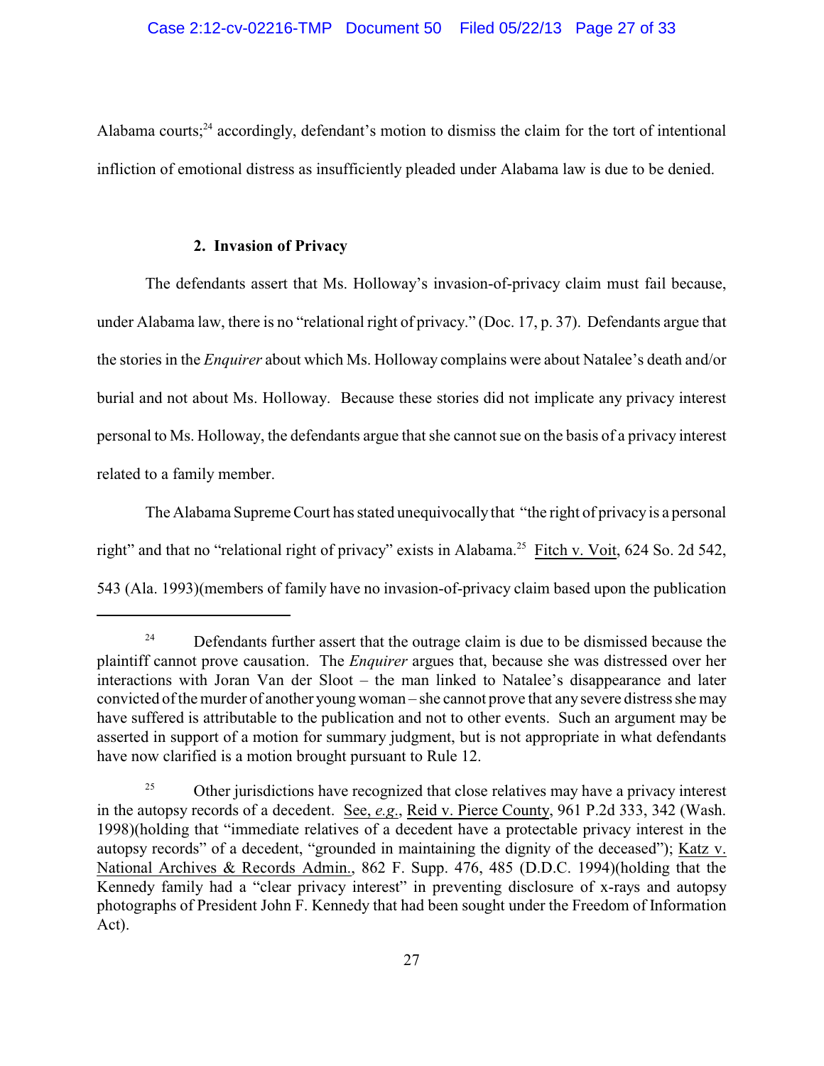Alabama courts;[24] accordingly, defendant's motion to dismiss the claim for the tort of intentional infliction of emotional distress as insufficiently pleaded under Alabama law is due to be denied.

**2. Invasion of Privacy**

The defendants assert that Ms. Holloway's invasion-of-privacy claim must fail because, under Alabama law, there is no "relational right of privacy." (Doc. 17, p. 37). Defendants argue that the stories in the *Enquirer* about which Ms. Holloway complains were about Natalee's death and/or burial and not about Ms. Holloway. Because these stories did not implicate any privacy interest personal to Ms. Holloway, the defendants argue that she cannot sue on the basis of a privacy interest related to a family member.

The Alabama Supreme Court has stated unequivocally that "the right of privacy is a personal right" and that no "relational right of privacy" exists in Alabama.[25] Fitch v. Voit, 624 So. 2d 542, 543 (Ala. 1993)(members of family have no invasion-of-privacy claim based upon the publication

---

[24] Defendants further assert that the outrage claim is due to be dismissed because the plaintiff cannot prove causation. The *Enquirer* argues that, because she was distressed over her interactions with Joran Van der Sloot – the man linked to Natalee's disappearance and later convicted of the murder of another young woman – she cannot prove that any severe distress she may have suffered is attributable to the publication and not to other events. Such an argument may be asserted in support of a motion for summary judgment, but is not appropriate in what defendants have now clarified is a motion brought pursuant to Rule 12.

[25] Other jurisdictions have recognized that close relatives may have a privacy interest in the autopsy records of a decedent. See, *e.g*., Reid v. Pierce County, 961 P.2d 333, 342 (Wash. 1998)(holding that "immediate relatives of a decedent have a protectable privacy interest in the autopsy records" of a decedent, "grounded in maintaining the dignity of the deceased"); Katz v. National Archives & Records Admin., 862 F. Supp. 476, 485 (D.D.C. 1994)(holding that the Kennedy family had a "clear privacy interest" in preventing disclosure of x-rays and autopsy photographs of President John F. Kennedy that had been sought under the Freedom of Information Act).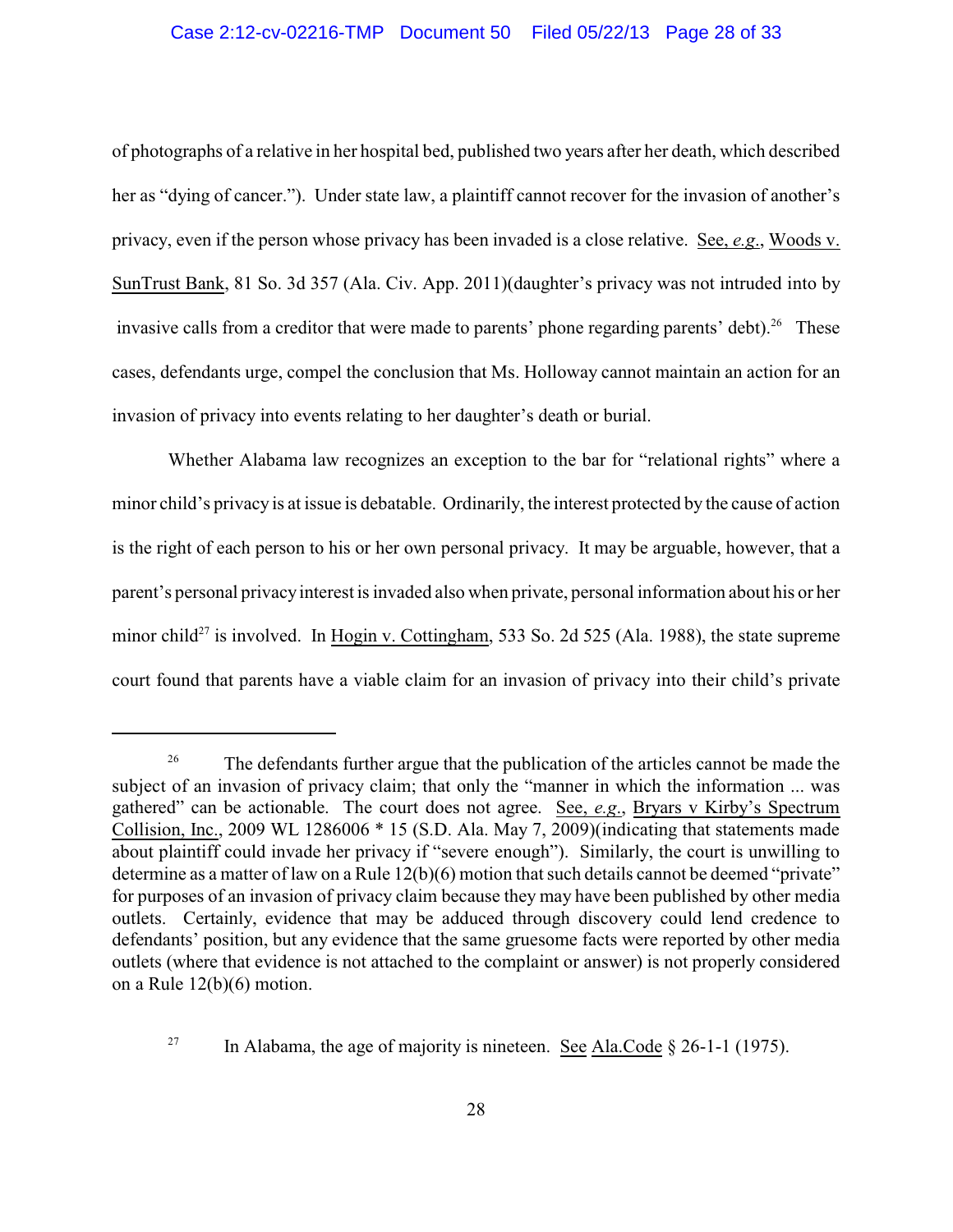of photographs of a relative in her hospital bed, published two years after her death, which described her as "dying of cancer."). Under state law, a plaintiff cannot recover for the invasion of another's privacy, even if the person whose privacy has been invaded is a close relative. See, *e.g.*, Woods v. SunTrust Bank, 81 So. 3d 357 (Ala. Civ. App. 2011)(daughter's privacy was not intruded into by invasive calls from a creditor that were made to parents' phone regarding parents' debt).[26] These cases, defendants urge, compel the conclusion that Ms. Holloway cannot maintain an action for an invasion of privacy into events relating to her daughter's death or burial.

Whether Alabama law recognizes an exception to the bar for "relational rights" where a minor child's privacy is at issue is debatable. Ordinarily, the interest protected by the cause of action is the right of each person to his or her own personal privacy. It may be arguable, however, that a parent's personal privacy interest is invaded also when private, personal information about his or her minor child[27] is involved. In Hogin v. Cottingham, 533 So. 2d 525 (Ala. 1988), the state supreme court found that parents have a viable claim for an invasion of privacy into their child's private

---

[26] The defendants further argue that the publication of the articles cannot be made the subject of an invasion of privacy claim; that only the "manner in which the information ... was gathered" can be actionable. The court does not agree. See, *e.g.*, Bryars v Kirby's Spectrum Collision, Inc., 2009 WL 1286006 * 15 (S.D. Ala. May 7, 2009)(indicating that statements made about plaintiff could invade her privacy if "severe enough"). Similarly, the court is unwilling to determine as a matter of law on a Rule 12(b)(6) motion that such details cannot be deemed "private" for purposes of an invasion of privacy claim because they may have been published by other media outlets. Certainly, evidence that may be adduced through discovery could lend credence to defendants' position, but any evidence that the same gruesome facts were reported by other media outlets (where that evidence is not attached to the complaint or answer) is not properly considered on a Rule 12(b)(6) motion.

[27] In Alabama, the age of majority is nineteen. See Ala.Code § 26-1-1 (1975).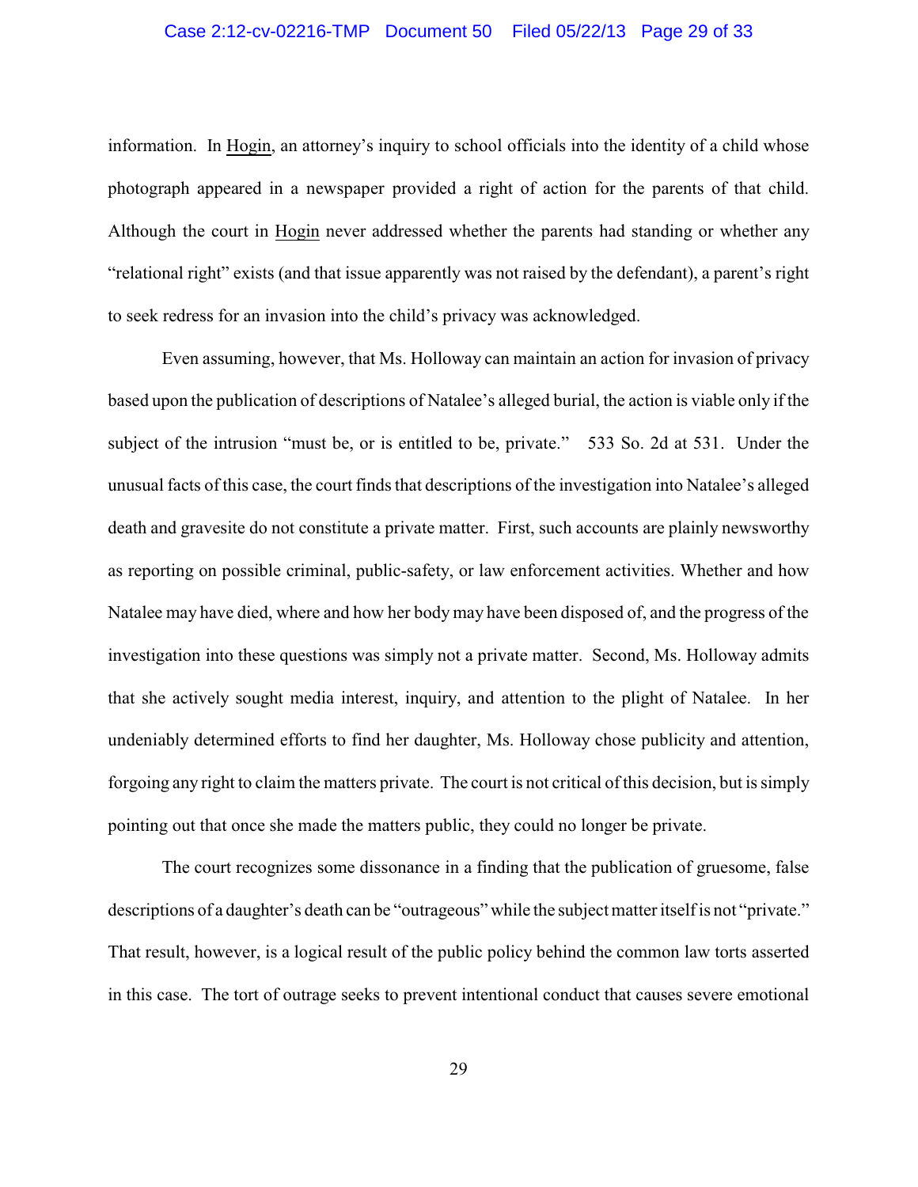information. In Hogin, an attorney's inquiry to school officials into the identity of a child whose photograph appeared in a newspaper provided a right of action for the parents of that child. Although the court in Hogin never addressed whether the parents had standing or whether any "relational right" exists (and that issue apparently was not raised by the defendant), a parent's right to seek redress for an invasion into the child's privacy was acknowledged.

Even assuming, however, that Ms. Holloway can maintain an action for invasion of privacy based upon the publication of descriptions of Natalee's alleged burial, the action is viable only if the subject of the intrusion "must be, or is entitled to be, private." 533 So. 2d at 531. Under the unusual facts of this case, the court finds that descriptions of the investigation into Natalee's alleged death and gravesite do not constitute a private matter. First, such accounts are plainly newsworthy as reporting on possible criminal, public-safety, or law enforcement activities. Whether and how Natalee may have died, where and how her body may have been disposed of, and the progress of the investigation into these questions was simply not a private matter. Second, Ms. Holloway admits that she actively sought media interest, inquiry, and attention to the plight of Natalee. In her undeniably determined efforts to find her daughter, Ms. Holloway chose publicity and attention, forgoing any right to claim the matters private. The court is not critical of this decision, but is simply pointing out that once she made the matters public, they could no longer be private.

The court recognizes some dissonance in a finding that the publication of gruesome, false descriptions of a daughter's death can be "outrageous" while the subject matter itself is not "private." That result, however, is a logical result of the public policy behind the common law torts asserted in this case. The tort of outrage seeks to prevent intentional conduct that causes severe emotional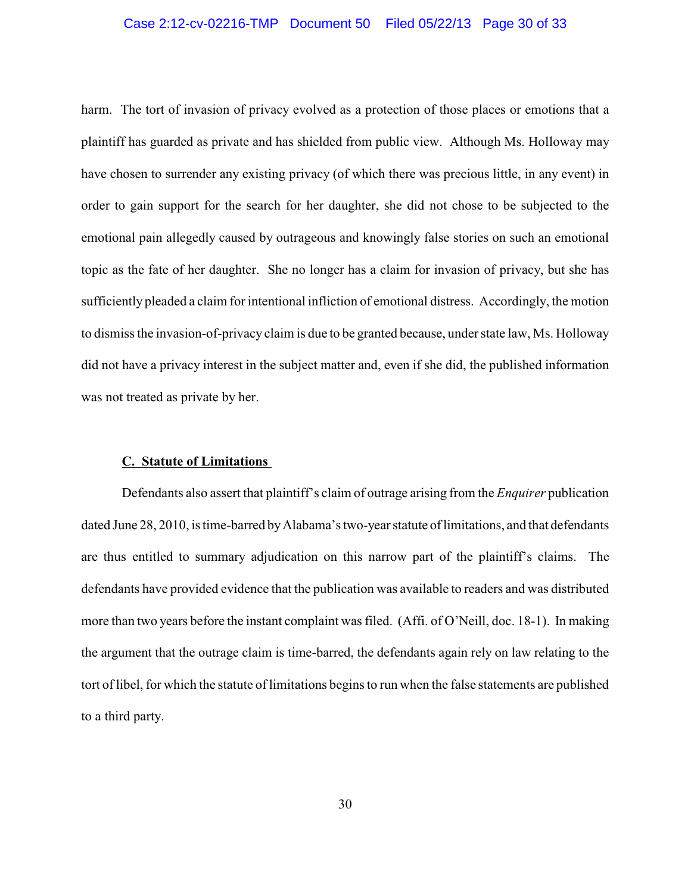harm. The tort of invasion of privacy evolved as a protection of those places or emotions that a plaintiff has guarded as private and has shielded from public view. Although Ms. Holloway may have chosen to surrender any existing privacy (of which there was precious little, in any event) in order to gain support for the search for her daughter, she did not chose to be subjected to the emotional pain allegedly caused by outrageous and knowingly false stories on such an emotional topic as the fate of her daughter. She no longer has a claim for invasion of privacy, but she has sufficiently pleaded a claim for intentional infliction of emotional distress. Accordingly, the motion to dismiss the invasion-of-privacy claim is due to be granted because, under state law, Ms. Holloway did not have a privacy interest in the subject matter and, even if she did, the published information was not treated as private by her.

**C. Statute of Limitations**

Defendants also assert that plaintiff's claim of outrage arising from the *Enquirer* publication dated June 28, 2010, is time-barred by Alabama's two-year statute of limitations, and that defendants are thus entitled to summary adjudication on this narrow part of the plaintiff's claims. The defendants have provided evidence that the publication was available to readers and was distributed more than two years before the instant complaint was filed. (Affi. of O'Neill, doc. 18-1). In making the argument that the outrage claim is time-barred, the defendants again rely on law relating to the tort of libel, for which the statute of limitations begins to run when the false statements are published to a third party.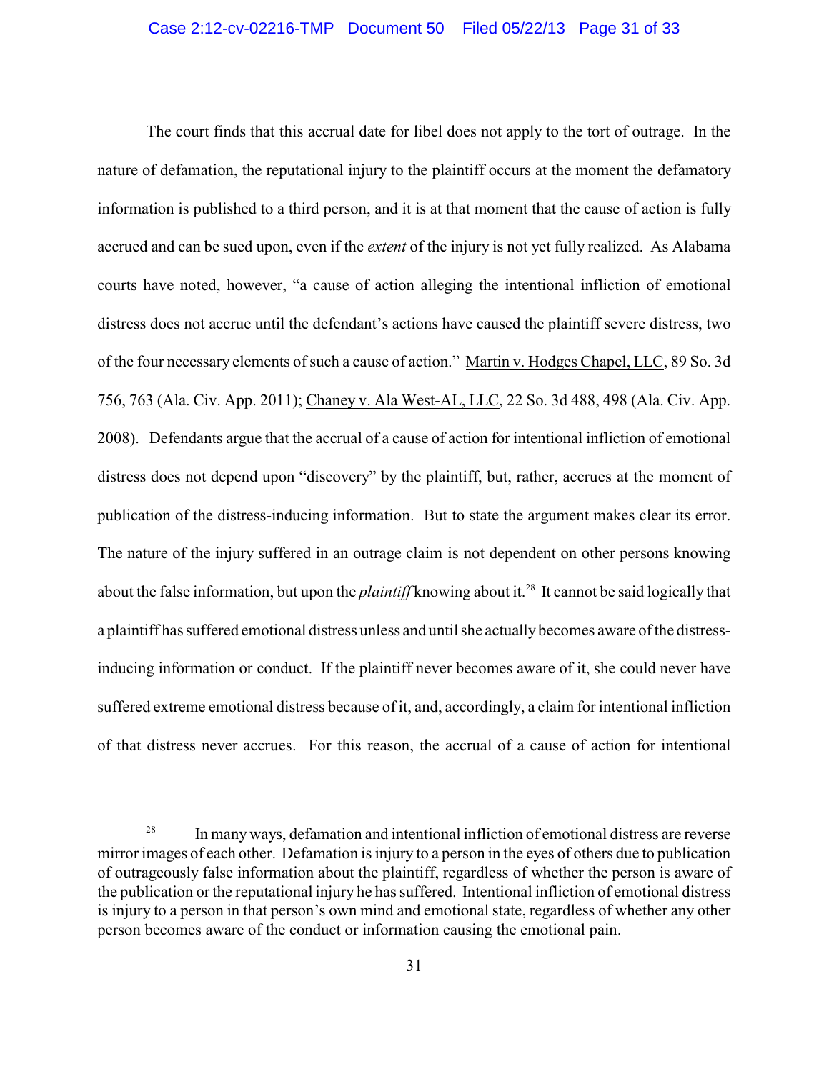The court finds that this accrual date for libel does not apply to the tort of outrage. In the nature of defamation, the reputational injury to the plaintiff occurs at the moment the defamatory information is published to a third person, and it is at that moment that the cause of action is fully accrued and can be sued upon, even if the *extent* of the injury is not yet fully realized. As Alabama courts have noted, however, "a cause of action alleging the intentional infliction of emotional distress does not accrue until the defendant's actions have caused the plaintiff severe distress, two of the four necessary elements of such a cause of action." Martin v. Hodges Chapel, LLC, 89 So. 3d 756, 763 (Ala. Civ. App. 2011); Chaney v. Ala West-AL, LLC, 22 So. 3d 488, 498 (Ala. Civ. App. 2008). Defendants argue that the accrual of a cause of action for intentional infliction of emotional distress does not depend upon "discovery" by the plaintiff, but, rather, accrues at the moment of publication of the distress-inducing information. But to state the argument makes clear its error. The nature of the injury suffered in an outrage claim is not dependent on other persons knowing about the false information, but upon the *plaintiff* knowing about it.[28] It cannot be said logically that a plaintiff has suffered emotional distress unless and until she actually becomes aware of the distress-inducing information or conduct. If the plaintiff never becomes aware of it, she could never have suffered extreme emotional distress because of it, and, accordingly, a claim for intentional infliction of that distress never accrues. For this reason, the accrual of a cause of action for intentional

---

[28] In many ways, defamation and intentional infliction of emotional distress are reverse mirror images of each other. Defamation is injury to a person in the eyes of others due to publication of outrageously false information about the plaintiff, regardless of whether the person is aware of the publication or the reputational injury he has suffered. Intentional infliction of emotional distress is injury to a person in that person's own mind and emotional state, regardless of whether any other person becomes aware of the conduct or information causing the emotional pain.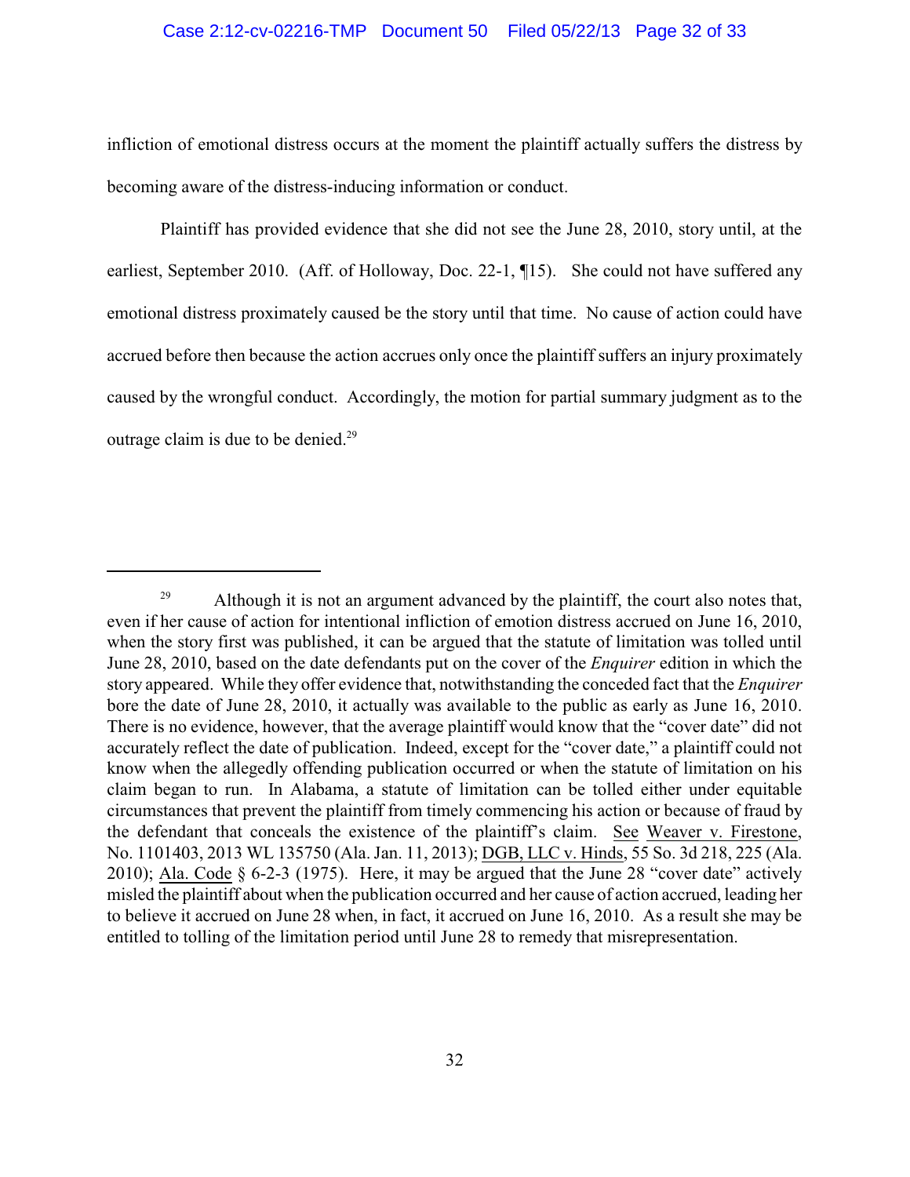infliction of emotional distress occurs at the moment the plaintiff actually suffers the distress by becoming aware of the distress-inducing information or conduct.

Plaintiff has provided evidence that she did not see the June 28, 2010, story until, at the earliest, September 2010. (Aff. of Holloway, Doc. 22-1, ¶15). She could not have suffered any emotional distress proximately caused be the story until that time. No cause of action could have accrued before then because the action accrues only once the plaintiff suffers an injury proximately caused by the wrongful conduct. Accordingly, the motion for partial summary judgment as to the outrage claim is due to be denied.[29]

---

[29] Although it is not an argument advanced by the plaintiff, the court also notes that, even if her cause of action for intentional infliction of emotion distress accrued on June 16, 2010, when the story first was published, it can be argued that the statute of limitation was tolled until June 28, 2010, based on the date defendants put on the cover of the *Enquirer* edition in which the story appeared. While they offer evidence that, notwithstanding the conceded fact that the *Enquirer* bore the date of June 28, 2010, it actually was available to the public as early as June 16, 2010. There is no evidence, however, that the average plaintiff would know that the "cover date" did not accurately reflect the date of publication. Indeed, except for the "cover date," a plaintiff could not know when the allegedly offending publication occurred or when the statute of limitation on his claim began to run. In Alabama, a statute of limitation can be tolled either under equitable circumstances that prevent the plaintiff from timely commencing his action or because of fraud by the defendant that conceals the existence of the plaintiff's claim. See Weaver v. Firestone, No. 1101403, 2013 WL 135750 (Ala. Jan. 11, 2013); DGB, LLC v. Hinds, 55 So. 3d 218, 225 (Ala. 2010); Ala. Code § 6-2-3 (1975). Here, it may be argued that the June 28 "cover date" actively misled the plaintiff about when the publication occurred and her cause of action accrued, leading her to believe it accrued on June 28 when, in fact, it accrued on June 16, 2010. As a result she may be entitled to tolling of the limitation period until June 28 to remedy that misrepresentation.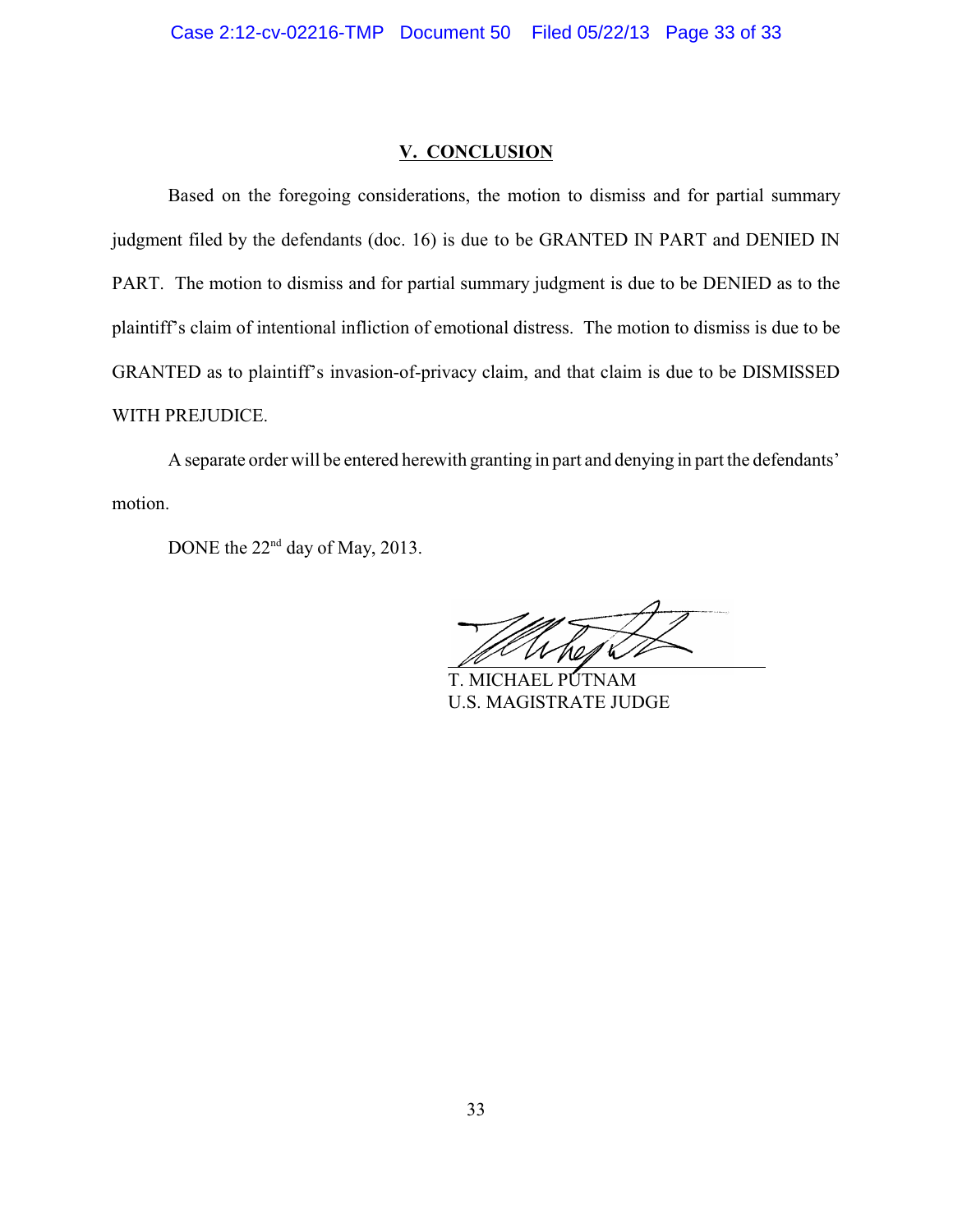## V. CONCLUSION

Based on the foregoing considerations, the motion to dismiss and for partial summary judgment filed by the defendants (doc. 16) is due to be GRANTED IN PART and DENIED IN PART. The motion to dismiss and for partial summary judgment is due to be DENIED as to the plaintiff's claim of intentional infliction of emotional distress. The motion to dismiss is due to be GRANTED as to plaintiff's invasion-of-privacy claim, and that claim is due to be DISMISSED WITH PREJUDICE.

A separate order will be entered herewith granting in part and denying in part the defendants' motion.

DONE the 22nd day of May, 2013.

T. MICHAEL PUTNAM
U.S. MAGISTRATE JUDGE